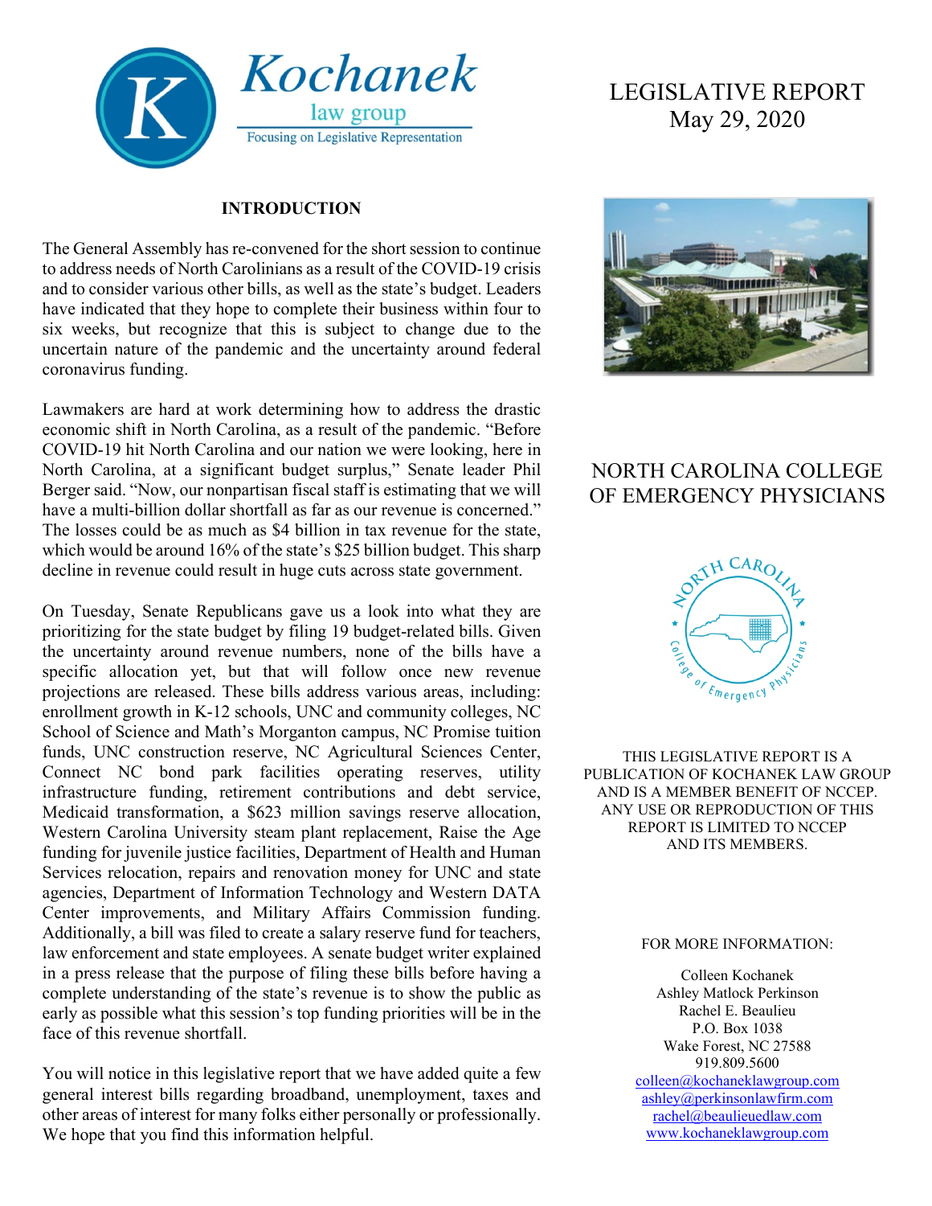Kochanek law group
Focusing on Legislative Representation

# LEGISLATIVE REPORT
May 29, 2020

## NORTH CAROLINA COLLEGE OF EMERGENCY PHYSICIANS

THIS LEGISLATIVE REPORT IS A PUBLICATION OF KOCHANEK LAW GROUP AND IS A MEMBER BENEFIT OF NCCEP. ANY USE OR REPRODUCTION OF THIS REPORT IS LIMITED TO NCCEP AND ITS MEMBERS.

FOR MORE INFORMATION:

Colleen Kochanek
Ashley Matlock Perkinson
Rachel E. Beaulieu
P.O. Box 1038
Wake Forest, NC 27588
919.809.5600
colleen@kochaneklawgroup.com
ashley@perkinsonlawfirm.com
rachel@beaulieuedlaw.com
www.kochaneklawgroup.com

## INTRODUCTION

The General Assembly has re-convened for the short session to continue to address needs of North Carolinians as a result of the COVID-19 crisis and to consider various other bills, as well as the state's budget. Leaders have indicated that they hope to complete their business within four to six weeks, but recognize that this is subject to change due to the uncertain nature of the pandemic and the uncertainty around federal coronavirus funding.

Lawmakers are hard at work determining how to address the drastic economic shift in North Carolina, as a result of the pandemic. "Before COVID-19 hit North Carolina and our nation we were looking, here in North Carolina, at a significant budget surplus," Senate leader Phil Berger said. "Now, our nonpartisan fiscal staff is estimating that we will have a multi-billion dollar shortfall as far as our revenue is concerned." The losses could be as much as $4 billion in tax revenue for the state, which would be around 16% of the state's $25 billion budget. This sharp decline in revenue could result in huge cuts across state government.

On Tuesday, Senate Republicans gave us a look into what they are prioritizing for the state budget by filing 19 budget-related bills. Given the uncertainty around revenue numbers, none of the bills have a specific allocation yet, but that will follow once new revenue projections are released. These bills address various areas, including: enrollment growth in K-12 schools, UNC and community colleges, NC School of Science and Math's Morganton campus, NC Promise tuition funds, UNC construction reserve, NC Agricultural Sciences Center, Connect NC bond park facilities operating reserves, utility infrastructure funding, retirement contributions and debt service, Medicaid transformation, a $623 million savings reserve allocation, Western Carolina University steam plant replacement, Raise the Age funding for juvenile justice facilities, Department of Health and Human Services relocation, repairs and renovation money for UNC and state agencies, Department of Information Technology and Western DATA Center improvements, and Military Affairs Commission funding. Additionally, a bill was filed to create a salary reserve fund for teachers, law enforcement and state employees. A senate budget writer explained in a press release that the purpose of filing these bills before having a complete understanding of the state's revenue is to show the public as early as possible what this session's top funding priorities will be in the face of this revenue shortfall.

You will notice in this legislative report that we have added quite a few general interest bills regarding broadband, unemployment, taxes and other areas of interest for many folks either personally or professionally. We hope that you find this information helpful.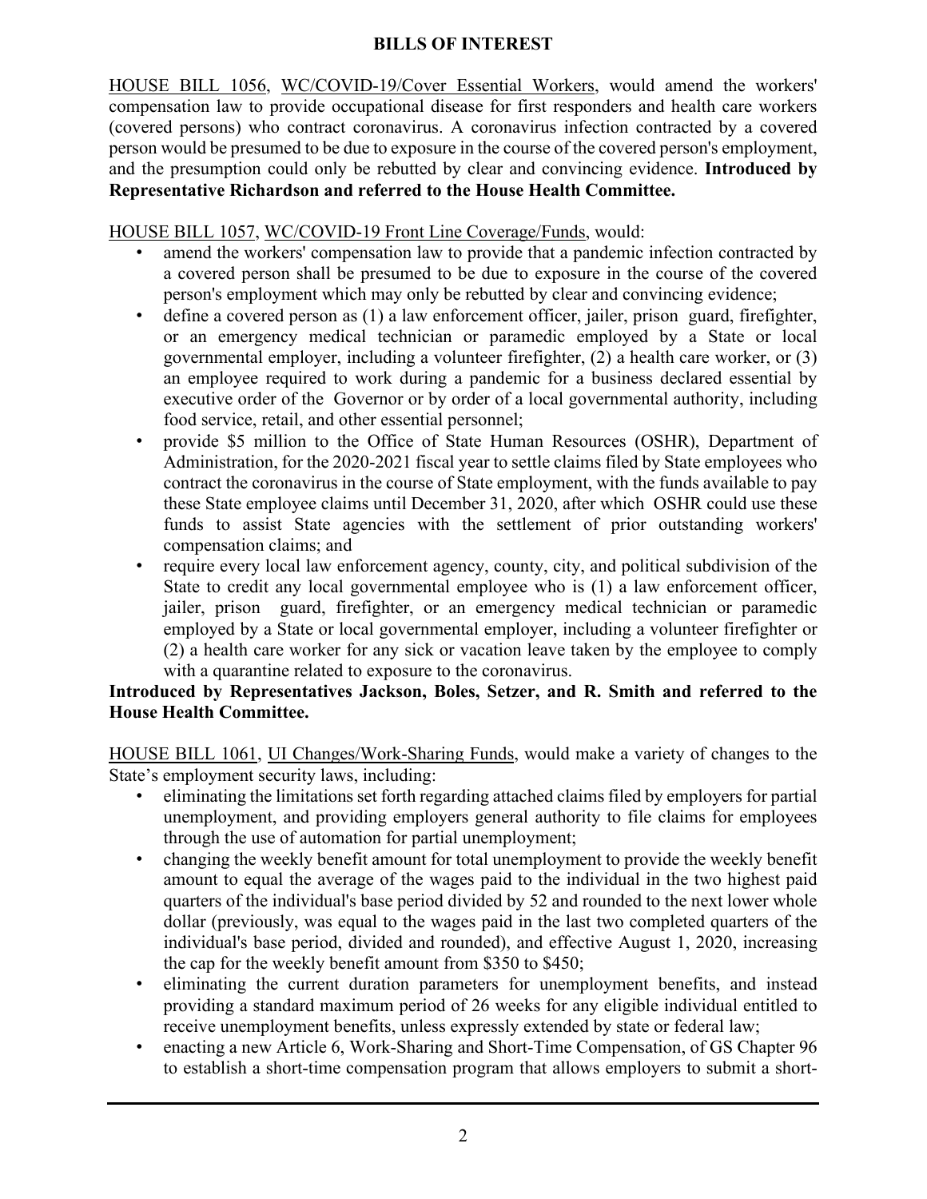## BILLS OF INTEREST

HOUSE BILL 1056, WC/COVID-19/Cover Essential Workers, would amend the workers' compensation law to provide occupational disease for first responders and health care workers (covered persons) who contract coronavirus. A coronavirus infection contracted by a covered person would be presumed to be due to exposure in the course of the covered person's employment, and the presumption could only be rebutted by clear and convincing evidence. **Introduced by Representative Richardson and referred to the House Health Committee.**

HOUSE BILL 1057, WC/COVID-19 Front Line Coverage/Funds, would:

- amend the workers' compensation law to provide that a pandemic infection contracted by a covered person shall be presumed to be due to exposure in the course of the covered person's employment which may only be rebutted by clear and convincing evidence;
- define a covered person as (1) a law enforcement officer, jailer, prison guard, firefighter, or an emergency medical technician or paramedic employed by a State or local governmental employer, including a volunteer firefighter, (2) a health care worker, or (3) an employee required to work during a pandemic for a business declared essential by executive order of the Governor or by order of a local governmental authority, including food service, retail, and other essential personnel;
- provide $5 million to the Office of State Human Resources (OSHR), Department of Administration, for the 2020-2021 fiscal year to settle claims filed by State employees who contract the coronavirus in the course of State employment, with the funds available to pay these State employee claims until December 31, 2020, after which OSHR could use these funds to assist State agencies with the settlement of prior outstanding workers' compensation claims; and
- require every local law enforcement agency, county, city, and political subdivision of the State to credit any local governmental employee who is (1) a law enforcement officer, jailer, prison guard, firefighter, or an emergency medical technician or paramedic employed by a State or local governmental employer, including a volunteer firefighter or (2) a health care worker for any sick or vacation leave taken by the employee to comply with a quarantine related to exposure to the coronavirus.

**Introduced by Representatives Jackson, Boles, Setzer, and R. Smith and referred to the House Health Committee.**

HOUSE BILL 1061, UI Changes/Work-Sharing Funds, would make a variety of changes to the State's employment security laws, including:

- eliminating the limitations set forth regarding attached claims filed by employers for partial unemployment, and providing employers general authority to file claims for employees through the use of automation for partial unemployment;
- changing the weekly benefit amount for total unemployment to provide the weekly benefit amount to equal the average of the wages paid to the individual in the two highest paid quarters of the individual's base period divided by 52 and rounded to the next lower whole dollar (previously, was equal to the wages paid in the last two completed quarters of the individual's base period, divided and rounded), and effective August 1, 2020, increasing the cap for the weekly benefit amount from $350 to $450;
- eliminating the current duration parameters for unemployment benefits, and instead providing a standard maximum period of 26 weeks for any eligible individual entitled to receive unemployment benefits, unless expressly extended by state or federal law;
- enacting a new Article 6, Work-Sharing and Short-Time Compensation, of GS Chapter 96 to establish a short-time compensation program that allows employers to submit a short-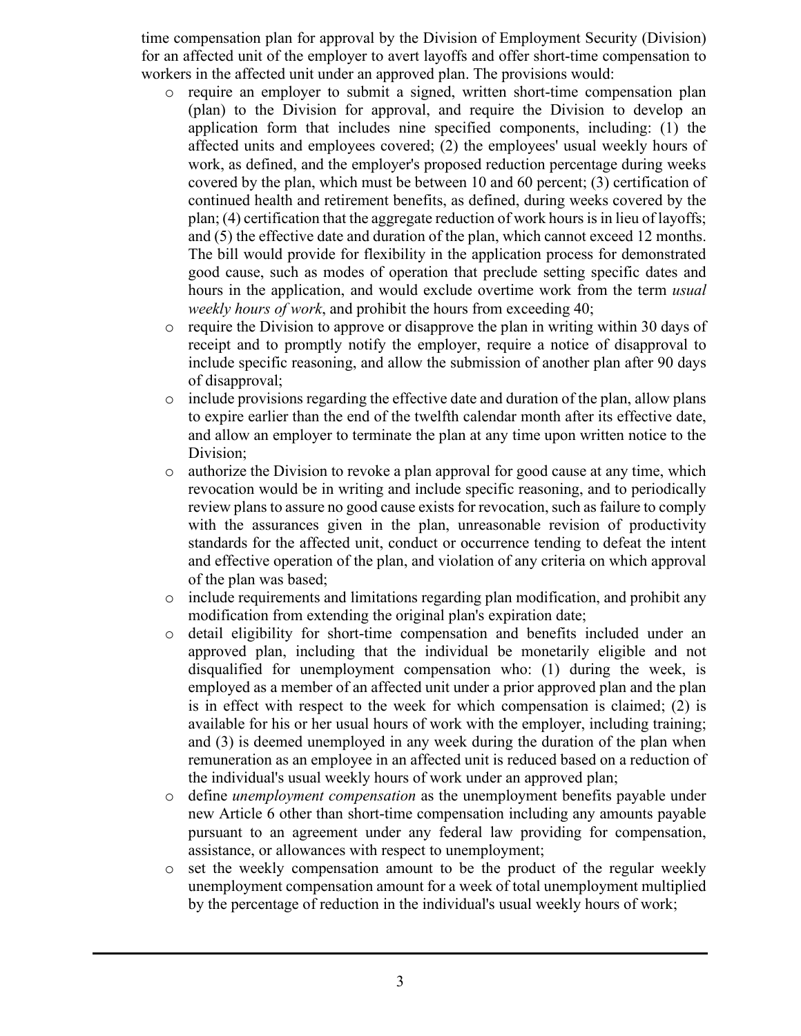time compensation plan for approval by the Division of Employment Security (Division) for an affected unit of the employer to avert layoffs and offer short-time compensation to workers in the affected unit under an approved plan. The provisions would:

- require an employer to submit a signed, written short-time compensation plan (plan) to the Division for approval, and require the Division to develop an application form that includes nine specified components, including: (1) the affected units and employees covered; (2) the employees' usual weekly hours of work, as defined, and the employer's proposed reduction percentage during weeks covered by the plan, which must be between 10 and 60 percent; (3) certification of continued health and retirement benefits, as defined, during weeks covered by the plan; (4) certification that the aggregate reduction of work hours is in lieu of layoffs; and (5) the effective date and duration of the plan, which cannot exceed 12 months. The bill would provide for flexibility in the application process for demonstrated good cause, such as modes of operation that preclude setting specific dates and hours in the application, and would exclude overtime work from the term *usual weekly hours of work*, and prohibit the hours from exceeding 40;
- require the Division to approve or disapprove the plan in writing within 30 days of receipt and to promptly notify the employer, require a notice of disapproval to include specific reasoning, and allow the submission of another plan after 90 days of disapproval;
- include provisions regarding the effective date and duration of the plan, allow plans to expire earlier than the end of the twelfth calendar month after its effective date, and allow an employer to terminate the plan at any time upon written notice to the Division;
- authorize the Division to revoke a plan approval for good cause at any time, which revocation would be in writing and include specific reasoning, and to periodically review plans to assure no good cause exists for revocation, such as failure to comply with the assurances given in the plan, unreasonable revision of productivity standards for the affected unit, conduct or occurrence tending to defeat the intent and effective operation of the plan, and violation of any criteria on which approval of the plan was based;
- include requirements and limitations regarding plan modification, and prohibit any modification from extending the original plan's expiration date;
- detail eligibility for short-time compensation and benefits included under an approved plan, including that the individual be monetarily eligible and not disqualified for unemployment compensation who: (1) during the week, is employed as a member of an affected unit under a prior approved plan and the plan is in effect with respect to the week for which compensation is claimed; (2) is available for his or her usual hours of work with the employer, including training; and (3) is deemed unemployed in any week during the duration of the plan when remuneration as an employee in an affected unit is reduced based on a reduction of the individual's usual weekly hours of work under an approved plan;
- define *unemployment compensation* as the unemployment benefits payable under new Article 6 other than short-time compensation including any amounts payable pursuant to an agreement under any federal law providing for compensation, assistance, or allowances with respect to unemployment;
- set the weekly compensation amount to be the product of the regular weekly unemployment compensation amount for a week of total unemployment multiplied by the percentage of reduction in the individual's usual weekly hours of work;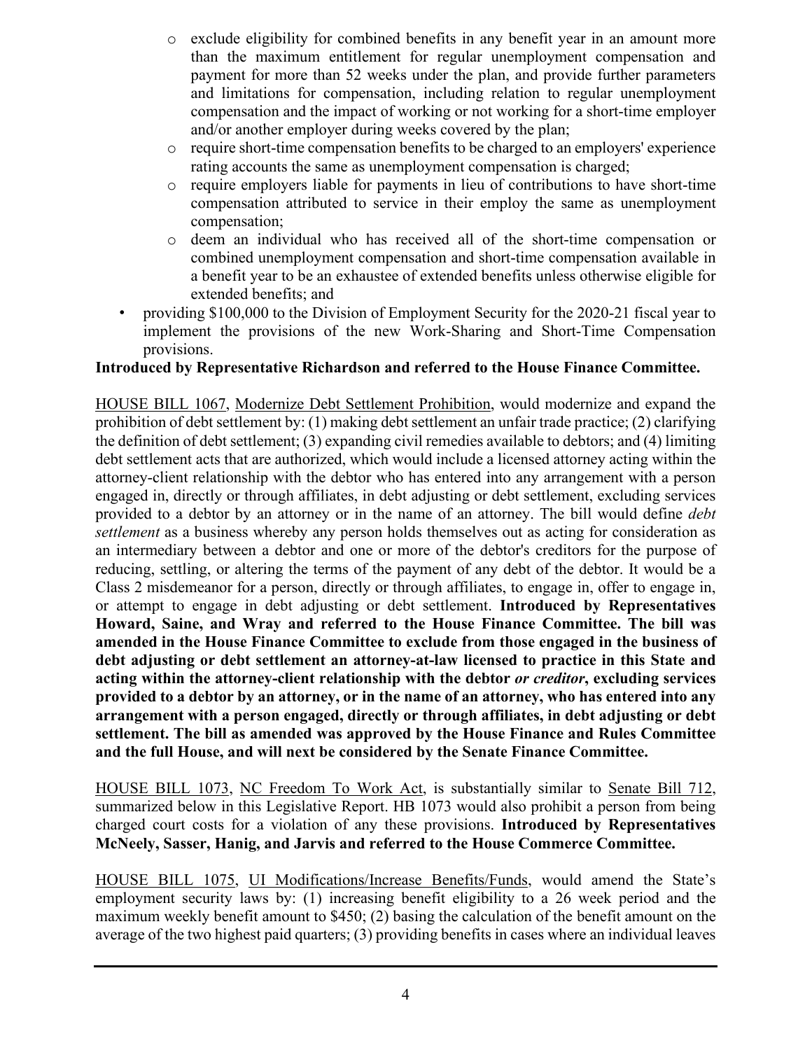- exclude eligibility for combined benefits in any benefit year in an amount more than the maximum entitlement for regular unemployment compensation and payment for more than 52 weeks under the plan, and provide further parameters and limitations for compensation, including relation to regular unemployment compensation and the impact of working or not working for a short-time employer and/or another employer during weeks covered by the plan;
  - require short-time compensation benefits to be charged to an employers' experience rating accounts the same as unemployment compensation is charged;
  - require employers liable for payments in lieu of contributions to have short-time compensation attributed to service in their employ the same as unemployment compensation;
  - deem an individual who has received all of the short-time compensation or combined unemployment compensation and short-time compensation available in a benefit year to be an exhaustee of extended benefits unless otherwise eligible for extended benefits; and
- providing $100,000 to the Division of Employment Security for the 2020-21 fiscal year to implement the provisions of the new Work-Sharing and Short-Time Compensation provisions.

**Introduced by Representative Richardson and referred to the House Finance Committee.**

HOUSE BILL 1067, Modernize Debt Settlement Prohibition, would modernize and expand the prohibition of debt settlement by: (1) making debt settlement an unfair trade practice; (2) clarifying the definition of debt settlement; (3) expanding civil remedies available to debtors; and (4) limiting debt settlement acts that are authorized, which would include a licensed attorney acting within the attorney-client relationship with the debtor who has entered into any arrangement with a person engaged in, directly or through affiliates, in debt adjusting or debt settlement, excluding services provided to a debtor by an attorney or in the name of an attorney. The bill would define *debt settlement* as a business whereby any person holds themselves out as acting for consideration as an intermediary between a debtor and one or more of the debtor's creditors for the purpose of reducing, settling, or altering the terms of the payment of any debt of the debtor. It would be a Class 2 misdemeanor for a person, directly or through affiliates, to engage in, offer to engage in, or attempt to engage in debt adjusting or debt settlement. **Introduced by Representatives Howard, Saine, and Wray and referred to the House Finance Committee. The bill was amended in the House Finance Committee to exclude from those engaged in the business of debt adjusting or debt settlement an attorney-at-law licensed to practice in this State and acting within the attorney-client relationship with the debtor *or creditor*, excluding services provided to a debtor by an attorney, or in the name of an attorney, who has entered into any arrangement with a person engaged, directly or through affiliates, in debt adjusting or debt settlement. The bill as amended was approved by the House Finance and Rules Committee and the full House, and will next be considered by the Senate Finance Committee.**

HOUSE BILL 1073, NC Freedom To Work Act, is substantially similar to Senate Bill 712, summarized below in this Legislative Report. HB 1073 would also prohibit a person from being charged court costs for a violation of any these provisions. **Introduced by Representatives McNeely, Sasser, Hanig, and Jarvis and referred to the House Commerce Committee.**

HOUSE BILL 1075, UI Modifications/Increase Benefits/Funds, would amend the State's employment security laws by: (1) increasing benefit eligibility to a 26 week period and the maximum weekly benefit amount to $450; (2) basing the calculation of the benefit amount on the average of the two highest paid quarters; (3) providing benefits in cases where an individual leaves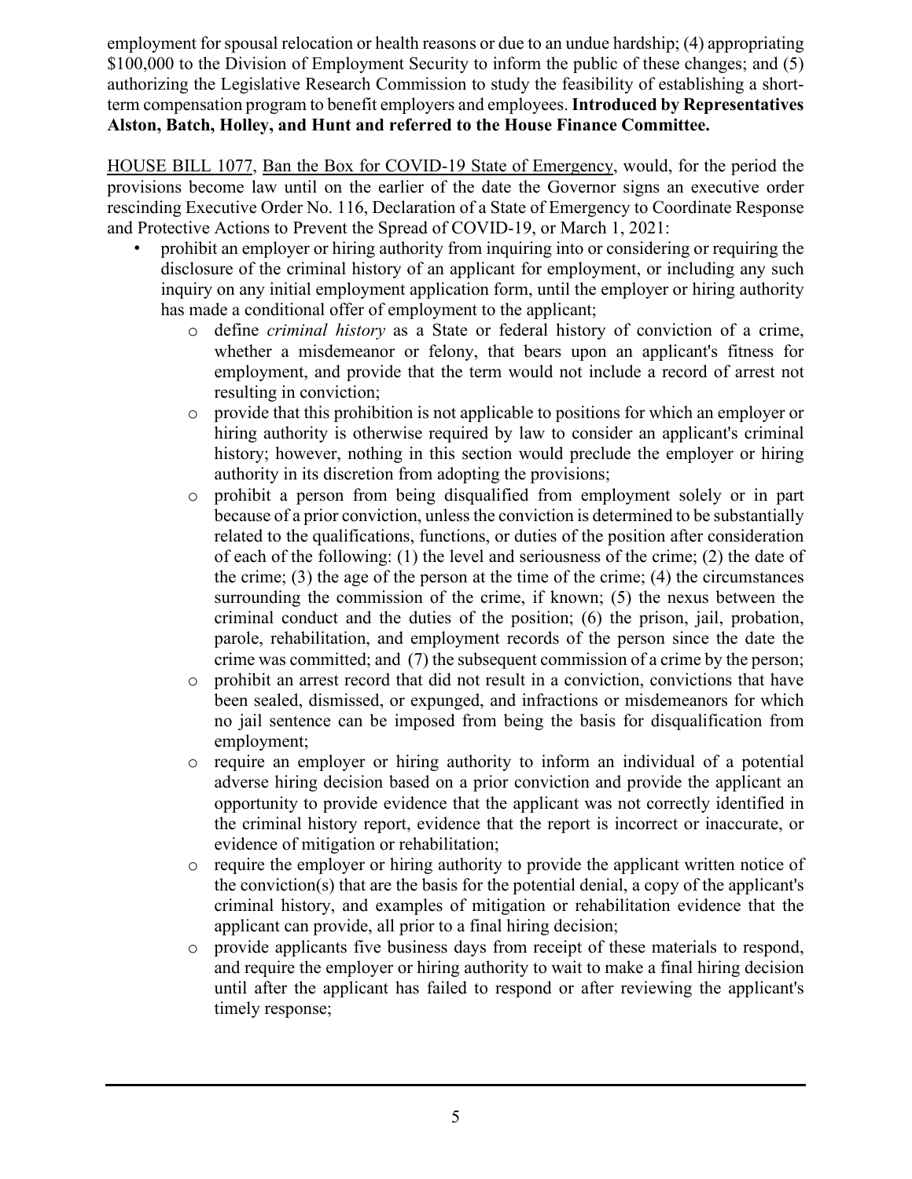employment for spousal relocation or health reasons or due to an undue hardship; (4) appropriating $100,000 to the Division of Employment Security to inform the public of these changes; and (5) authorizing the Legislative Research Commission to study the feasibility of establishing a short-term compensation program to benefit employers and employees. **Introduced by Representatives Alston, Batch, Holley, and Hunt and referred to the House Finance Committee.**

<u>HOUSE BILL 1077</u>, <u>Ban the Box for COVID-19 State of Emergency</u>, would, for the period the provisions become law until on the earlier of the date the Governor signs an executive order rescinding Executive Order No. 116, Declaration of a State of Emergency to Coordinate Response and Protective Actions to Prevent the Spread of COVID-19, or March 1, 2021:

- prohibit an employer or hiring authority from inquiring into or considering or requiring the disclosure of the criminal history of an applicant for employment, or including any such inquiry on any initial employment application form, until the employer or hiring authority has made a conditional offer of employment to the applicant;
    - define *criminal history* as a State or federal history of conviction of a crime, whether a misdemeanor or felony, that bears upon an applicant's fitness for employment, and provide that the term would not include a record of arrest not resulting in conviction;
    - provide that this prohibition is not applicable to positions for which an employer or hiring authority is otherwise required by law to consider an applicant's criminal history; however, nothing in this section would preclude the employer or hiring authority in its discretion from adopting the provisions;
    - prohibit a person from being disqualified from employment solely or in part because of a prior conviction, unless the conviction is determined to be substantially related to the qualifications, functions, or duties of the position after consideration of each of the following: (1) the level and seriousness of the crime; (2) the date of the crime; (3) the age of the person at the time of the crime; (4) the circumstances surrounding the commission of the crime, if known; (5) the nexus between the criminal conduct and the duties of the position; (6) the prison, jail, probation, parole, rehabilitation, and employment records of the person since the date the crime was committed; and (7) the subsequent commission of a crime by the person;
    - prohibit an arrest record that did not result in a conviction, convictions that have been sealed, dismissed, or expunged, and infractions or misdemeanors for which no jail sentence can be imposed from being the basis for disqualification from employment;
    - require an employer or hiring authority to inform an individual of a potential adverse hiring decision based on a prior conviction and provide the applicant an opportunity to provide evidence that the applicant was not correctly identified in the criminal history report, evidence that the report is incorrect or inaccurate, or evidence of mitigation or rehabilitation;
    - require the employer or hiring authority to provide the applicant written notice of the conviction(s) that are the basis for the potential denial, a copy of the applicant's criminal history, and examples of mitigation or rehabilitation evidence that the applicant can provide, all prior to a final hiring decision;
    - provide applicants five business days from receipt of these materials to respond, and require the employer or hiring authority to wait to make a final hiring decision until after the applicant has failed to respond or after reviewing the applicant's timely response;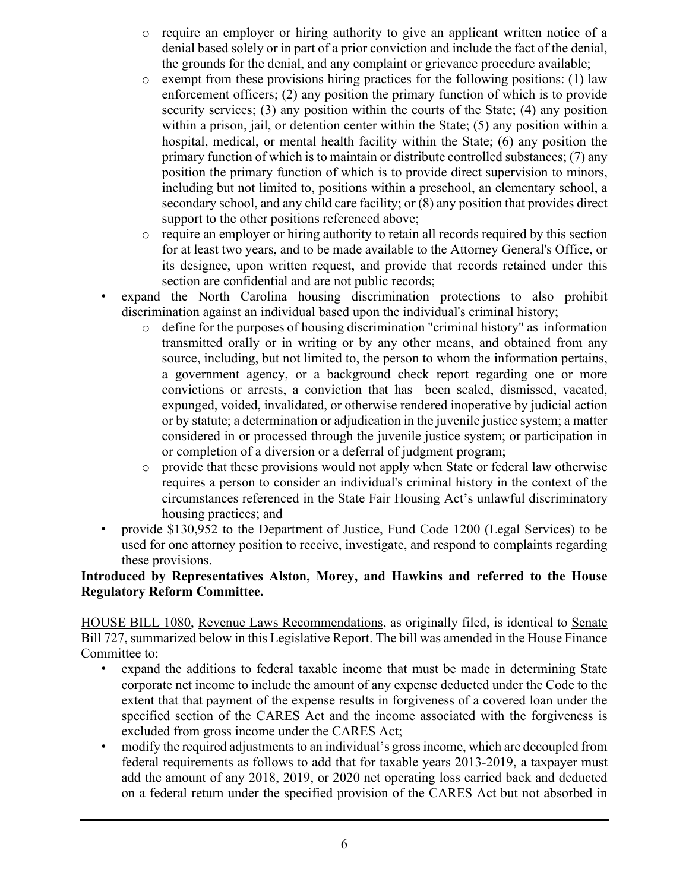- require an employer or hiring authority to give an applicant written notice of a denial based solely or in part of a prior conviction and include the fact of the denial, the grounds for the denial, and any complaint or grievance procedure available;
  - exempt from these provisions hiring practices for the following positions: (1) law enforcement officers; (2) any position the primary function of which is to provide security services; (3) any position within the courts of the State; (4) any position within a prison, jail, or detention center within the State; (5) any position within a hospital, medical, or mental health facility within the State; (6) any position the primary function of which is to maintain or distribute controlled substances; (7) any position the primary function of which is to provide direct supervision to minors, including but not limited to, positions within a preschool, an elementary school, a secondary school, and any child care facility; or (8) any position that provides direct support to the other positions referenced above;
  - require an employer or hiring authority to retain all records required by this section for at least two years, and to be made available to the Attorney General's Office, or its designee, upon written request, and provide that records retained under this section are confidential and are not public records;
- expand the North Carolina housing discrimination protections to also prohibit discrimination against an individual based upon the individual's criminal history;
  - define for the purposes of housing discrimination "criminal history" as information transmitted orally or in writing or by any other means, and obtained from any source, including, but not limited to, the person to whom the information pertains, a government agency, or a background check report regarding one or more convictions or arrests, a conviction that has been sealed, dismissed, vacated, expunged, voided, invalidated, or otherwise rendered inoperative by judicial action or by statute; a determination or adjudication in the juvenile justice system; a matter considered in or processed through the juvenile justice system; or participation in or completion of a diversion or a deferral of judgment program;
  - provide that these provisions would not apply when State or federal law otherwise requires a person to consider an individual's criminal history in the context of the circumstances referenced in the State Fair Housing Act's unlawful discriminatory housing practices; and
- provide $130,952 to the Department of Justice, Fund Code 1200 (Legal Services) to be used for one attorney position to receive, investigate, and respond to complaints regarding these provisions.

**Introduced by Representatives Alston, Morey, and Hawkins and referred to the House Regulatory Reform Committee.**

HOUSE BILL 1080, Revenue Laws Recommendations, as originally filed, is identical to Senate Bill 727, summarized below in this Legislative Report. The bill was amended in the House Finance Committee to:

- expand the additions to federal taxable income that must be made in determining State corporate net income to include the amount of any expense deducted under the Code to the extent that that payment of the expense results in forgiveness of a covered loan under the specified section of the CARES Act and the income associated with the forgiveness is excluded from gross income under the CARES Act;
- modify the required adjustments to an individual's gross income, which are decoupled from federal requirements as follows to add that for taxable years 2013-2019, a taxpayer must add the amount of any 2018, 2019, or 2020 net operating loss carried back and deducted on a federal return under the specified provision of the CARES Act but not absorbed in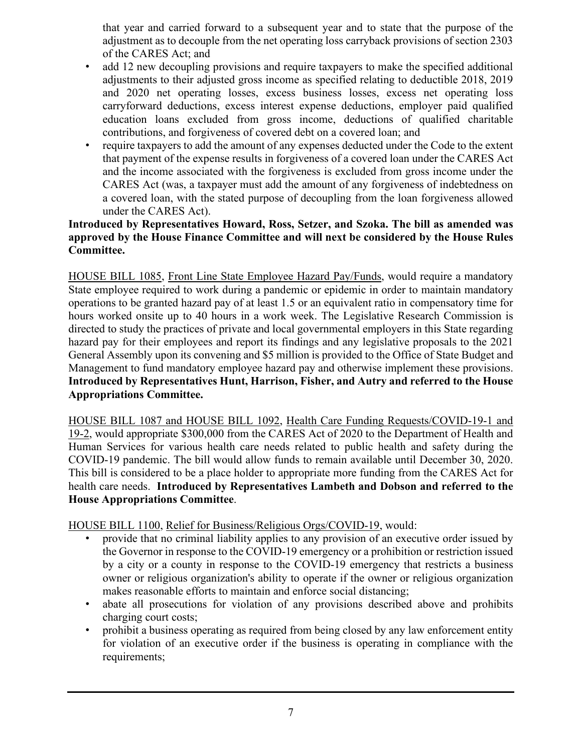that year and carried forward to a subsequent year and to state that the purpose of the adjustment as to decouple from the net operating loss carryback provisions of section 2303 of the CARES Act; and

- add 12 new decoupling provisions and require taxpayers to make the specified additional adjustments to their adjusted gross income as specified relating to deductible 2018, 2019 and 2020 net operating losses, excess business losses, excess net operating loss carryforward deductions, excess interest expense deductions, employer paid qualified education loans excluded from gross income, deductions of qualified charitable contributions, and forgiveness of covered debt on a covered loan; and
- require taxpayers to add the amount of any expenses deducted under the Code to the extent that payment of the expense results in forgiveness of a covered loan under the CARES Act and the income associated with the forgiveness is excluded from gross income under the CARES Act (was, a taxpayer must add the amount of any forgiveness of indebtedness on a covered loan, with the stated purpose of decoupling from the loan forgiveness allowed under the CARES Act).

**Introduced by Representatives Howard, Ross, Setzer, and Szoka. The bill as amended was approved by the House Finance Committee and will next be considered by the House Rules Committee.**

HOUSE BILL 1085, Front Line State Employee Hazard Pay/Funds, would require a mandatory State employee required to work during a pandemic or epidemic in order to maintain mandatory operations to be granted hazard pay of at least 1.5 or an equivalent ratio in compensatory time for hours worked onsite up to 40 hours in a work week. The Legislative Research Commission is directed to study the practices of private and local governmental employers in this State regarding hazard pay for their employees and report its findings and any legislative proposals to the 2021 General Assembly upon its convening and $5 million is provided to the Office of State Budget and Management to fund mandatory employee hazard pay and otherwise implement these provisions. **Introduced by Representatives Hunt, Harrison, Fisher, and Autry and referred to the House Appropriations Committee.**

HOUSE BILL 1087 and HOUSE BILL 1092, Health Care Funding Requests/COVID-19-1 and 19-2, would appropriate $300,000 from the CARES Act of 2020 to the Department of Health and Human Services for various health care needs related to public health and safety during the COVID-19 pandemic. The bill would allow funds to remain available until December 30, 2020. This bill is considered to be a place holder to appropriate more funding from the CARES Act for health care needs. **Introduced by Representatives Lambeth and Dobson and referred to the House Appropriations Committee**.

HOUSE BILL 1100, Relief for Business/Religious Orgs/COVID-19, would:

- provide that no criminal liability applies to any provision of an executive order issued by the Governor in response to the COVID-19 emergency or a prohibition or restriction issued by a city or a county in response to the COVID-19 emergency that restricts a business owner or religious organization's ability to operate if the owner or religious organization makes reasonable efforts to maintain and enforce social distancing;
- abate all prosecutions for violation of any provisions described above and prohibits charging court costs;
- prohibit a business operating as required from being closed by any law enforcement entity for violation of an executive order if the business is operating in compliance with the requirements;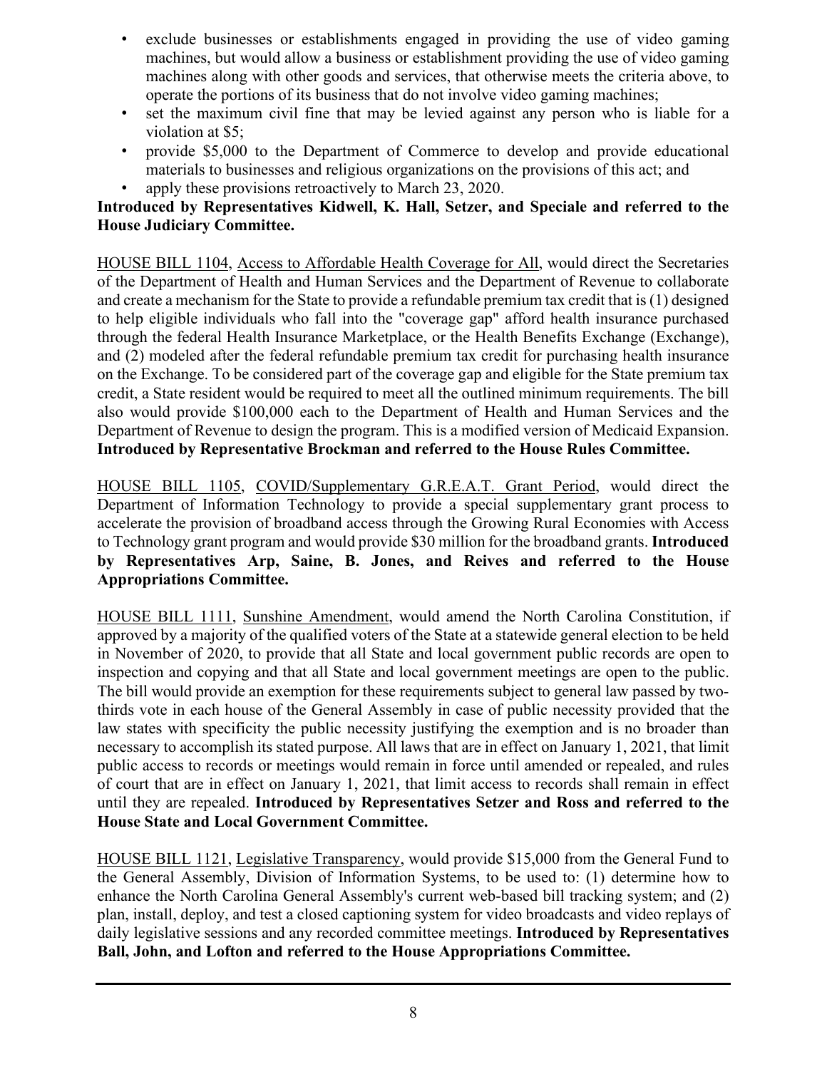- exclude businesses or establishments engaged in providing the use of video gaming machines, but would allow a business or establishment providing the use of video gaming machines along with other goods and services, that otherwise meets the criteria above, to operate the portions of its business that do not involve video gaming machines;
- set the maximum civil fine that may be levied against any person who is liable for a violation at $5;
- provide $5,000 to the Department of Commerce to develop and provide educational materials to businesses and religious organizations on the provisions of this act; and
- apply these provisions retroactively to March 23, 2020.

**Introduced by Representatives Kidwell, K. Hall, Setzer, and Speciale and referred to the House Judiciary Committee.**

HOUSE BILL 1104, Access to Affordable Health Coverage for All, would direct the Secretaries of the Department of Health and Human Services and the Department of Revenue to collaborate and create a mechanism for the State to provide a refundable premium tax credit that is (1) designed to help eligible individuals who fall into the "coverage gap" afford health insurance purchased through the federal Health Insurance Marketplace, or the Health Benefits Exchange (Exchange), and (2) modeled after the federal refundable premium tax credit for purchasing health insurance on the Exchange. To be considered part of the coverage gap and eligible for the State premium tax credit, a State resident would be required to meet all the outlined minimum requirements. The bill also would provide $100,000 each to the Department of Health and Human Services and the Department of Revenue to design the program. This is a modified version of Medicaid Expansion. **Introduced by Representative Brockman and referred to the House Rules Committee.**

HOUSE BILL 1105, COVID/Supplementary G.R.E.A.T. Grant Period, would direct the Department of Information Technology to provide a special supplementary grant process to accelerate the provision of broadband access through the Growing Rural Economies with Access to Technology grant program and would provide $30 million for the broadband grants. **Introduced by Representatives Arp, Saine, B. Jones, and Reives and referred to the House Appropriations Committee.**

HOUSE BILL 1111, Sunshine Amendment, would amend the North Carolina Constitution, if approved by a majority of the qualified voters of the State at a statewide general election to be held in November of 2020, to provide that all State and local government public records are open to inspection and copying and that all State and local government meetings are open to the public. The bill would provide an exemption for these requirements subject to general law passed by two-thirds vote in each house of the General Assembly in case of public necessity provided that the law states with specificity the public necessity justifying the exemption and is no broader than necessary to accomplish its stated purpose. All laws that are in effect on January 1, 2021, that limit public access to records or meetings would remain in force until amended or repealed, and rules of court that are in effect on January 1, 2021, that limit access to records shall remain in effect until they are repealed. **Introduced by Representatives Setzer and Ross and referred to the House State and Local Government Committee.**

HOUSE BILL 1121, Legislative Transparency, would provide $15,000 from the General Fund to the General Assembly, Division of Information Systems, to be used to: (1) determine how to enhance the North Carolina General Assembly's current web-based bill tracking system; and (2) plan, install, deploy, and test a closed captioning system for video broadcasts and video replays of daily legislative sessions and any recorded committee meetings. **Introduced by Representatives Ball, John, and Lofton and referred to the House Appropriations Committee.**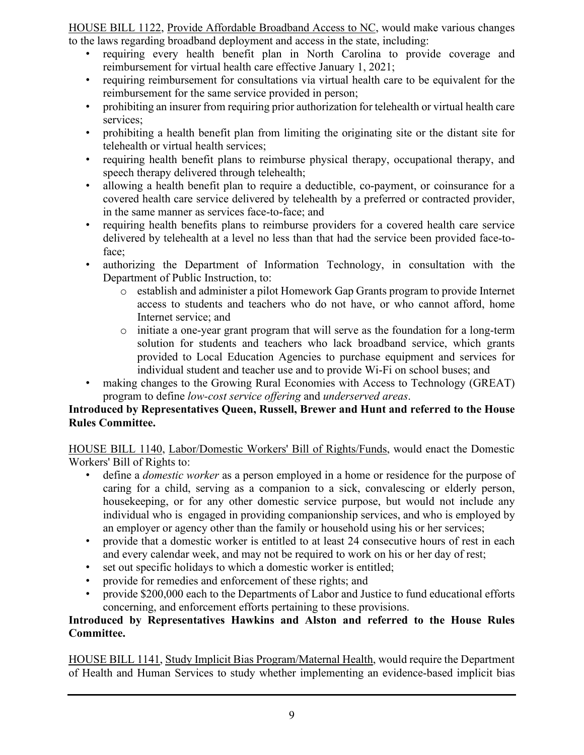HOUSE BILL 1122, Provide Affordable Broadband Access to NC, would make various changes to the laws regarding broadband deployment and access in the state, including:

- requiring every health benefit plan in North Carolina to provide coverage and reimbursement for virtual health care effective January 1, 2021;
- requiring reimbursement for consultations via virtual health care to be equivalent for the reimbursement for the same service provided in person;
- prohibiting an insurer from requiring prior authorization for telehealth or virtual health care services;
- prohibiting a health benefit plan from limiting the originating site or the distant site for telehealth or virtual health services;
- requiring health benefit plans to reimburse physical therapy, occupational therapy, and speech therapy delivered through telehealth;
- allowing a health benefit plan to require a deductible, co-payment, or coinsurance for a covered health care service delivered by telehealth by a preferred or contracted provider, in the same manner as services face-to-face; and
- requiring health benefits plans to reimburse providers for a covered health care service delivered by telehealth at a level no less than that had the service been provided face-to-face;
- authorizing the Department of Information Technology, in consultation with the Department of Public Instruction, to:
  - establish and administer a pilot Homework Gap Grants program to provide Internet access to students and teachers who do not have, or who cannot afford, home Internet service; and
  - initiate a one-year grant program that will serve as the foundation for a long-term solution for students and teachers who lack broadband service, which grants provided to Local Education Agencies to purchase equipment and services for individual student and teacher use and to provide Wi-Fi on school buses; and
- making changes to the Growing Rural Economies with Access to Technology (GREAT) program to define *low-cost service offering* and *underserved areas*.

**Introduced by Representatives Queen, Russell, Brewer and Hunt and referred to the House Rules Committee.**

HOUSE BILL 1140, Labor/Domestic Workers' Bill of Rights/Funds, would enact the Domestic Workers' Bill of Rights to:

- define a *domestic worker* as a person employed in a home or residence for the purpose of caring for a child, serving as a companion to a sick, convalescing or elderly person, housekeeping, or for any other domestic service purpose, but would not include any individual who is engaged in providing companionship services, and who is employed by an employer or agency other than the family or household using his or her services;
- provide that a domestic worker is entitled to at least 24 consecutive hours of rest in each and every calendar week, and may not be required to work on his or her day of rest;
- set out specific holidays to which a domestic worker is entitled;
- provide for remedies and enforcement of these rights; and
- provide $200,000 each to the Departments of Labor and Justice to fund educational efforts concerning, and enforcement efforts pertaining to these provisions.

**Introduced by Representatives Hawkins and Alston and referred to the House Rules Committee.**

HOUSE BILL 1141, Study Implicit Bias Program/Maternal Health, would require the Department of Health and Human Services to study whether implementing an evidence-based implicit bias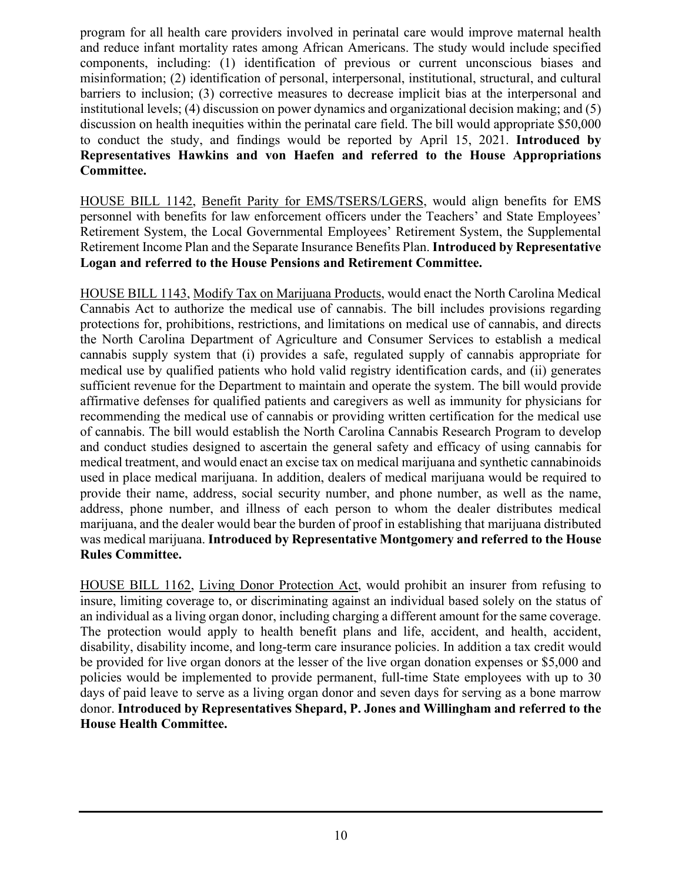program for all health care providers involved in perinatal care would improve maternal health and reduce infant mortality rates among African Americans. The study would include specified components, including: (1) identification of previous or current unconscious biases and misinformation; (2) identification of personal, interpersonal, institutional, structural, and cultural barriers to inclusion; (3) corrective measures to decrease implicit bias at the interpersonal and institutional levels; (4) discussion on power dynamics and organizational decision making; and (5) discussion on health inequities within the perinatal care field. The bill would appropriate $50,000 to conduct the study, and findings would be reported by April 15, 2021. **Introduced by Representatives Hawkins and von Haefen and referred to the House Appropriations Committee.**

HOUSE BILL 1142, Benefit Parity for EMS/TSERS/LGERS, would align benefits for EMS personnel with benefits for law enforcement officers under the Teachers' and State Employees' Retirement System, the Local Governmental Employees' Retirement System, the Supplemental Retirement Income Plan and the Separate Insurance Benefits Plan. **Introduced by Representative Logan and referred to the House Pensions and Retirement Committee.**

HOUSE BILL 1143, Modify Tax on Marijuana Products, would enact the North Carolina Medical Cannabis Act to authorize the medical use of cannabis. The bill includes provisions regarding protections for, prohibitions, restrictions, and limitations on medical use of cannabis, and directs the North Carolina Department of Agriculture and Consumer Services to establish a medical cannabis supply system that (i) provides a safe, regulated supply of cannabis appropriate for medical use by qualified patients who hold valid registry identification cards, and (ii) generates sufficient revenue for the Department to maintain and operate the system. The bill would provide affirmative defenses for qualified patients and caregivers as well as immunity for physicians for recommending the medical use of cannabis or providing written certification for the medical use of cannabis. The bill would establish the North Carolina Cannabis Research Program to develop and conduct studies designed to ascertain the general safety and efficacy of using cannabis for medical treatment, and would enact an excise tax on medical marijuana and synthetic cannabinoids used in place medical marijuana. In addition, dealers of medical marijuana would be required to provide their name, address, social security number, and phone number, as well as the name, address, phone number, and illness of each person to whom the dealer distributes medical marijuana, and the dealer would bear the burden of proof in establishing that marijuana distributed was medical marijuana. **Introduced by Representative Montgomery and referred to the House Rules Committee.**

HOUSE BILL 1162, Living Donor Protection Act, would prohibit an insurer from refusing to insure, limiting coverage to, or discriminating against an individual based solely on the status of an individual as a living organ donor, including charging a different amount for the same coverage. The protection would apply to health benefit plans and life, accident, and health, accident, disability, disability income, and long-term care insurance policies. In addition a tax credit would be provided for live organ donors at the lesser of the live organ donation expenses or $5,000 and policies would be implemented to provide permanent, full-time State employees with up to 30 days of paid leave to serve as a living organ donor and seven days for serving as a bone marrow donor. **Introduced by Representatives Shepard, P. Jones and Willingham and referred to the House Health Committee.**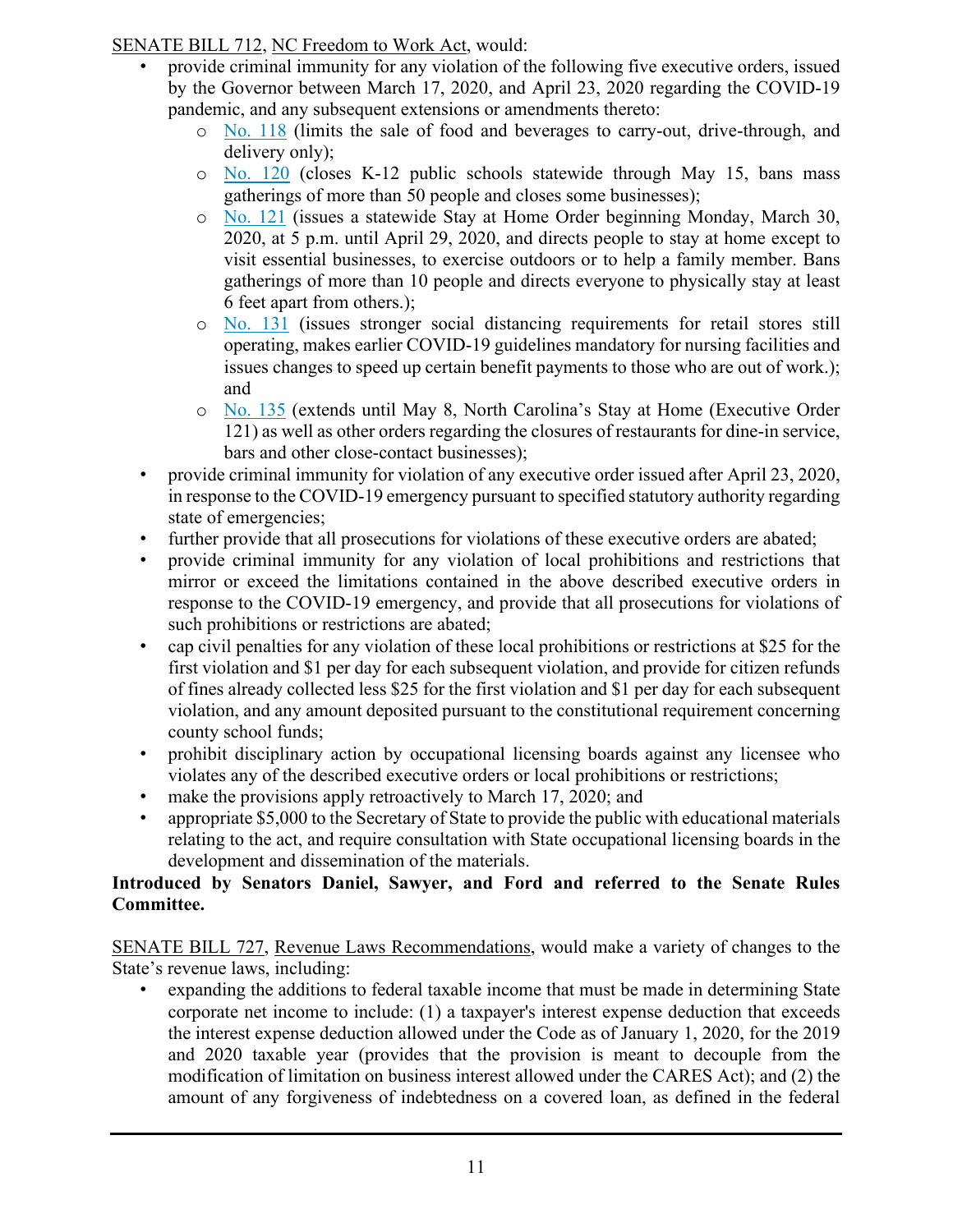SENATE BILL 712, NC Freedom to Work Act, would:

- provide criminal immunity for any violation of the following five executive orders, issued by the Governor between March 17, 2020, and April 23, 2020 regarding the COVID-19 pandemic, and any subsequent extensions or amendments thereto:
  - No. 118 (limits the sale of food and beverages to carry-out, drive-through, and delivery only);
  - No. 120 (closes K-12 public schools statewide through May 15, bans mass gatherings of more than 50 people and closes some businesses);
  - No. 121 (issues a statewide Stay at Home Order beginning Monday, March 30, 2020, at 5 p.m. until April 29, 2020, and directs people to stay at home except to visit essential businesses, to exercise outdoors or to help a family member. Bans gatherings of more than 10 people and directs everyone to physically stay at least 6 feet apart from others.);
  - No. 131 (issues stronger social distancing requirements for retail stores still operating, makes earlier COVID-19 guidelines mandatory for nursing facilities and issues changes to speed up certain benefit payments to those who are out of work.); and
  - No. 135 (extends until May 8, North Carolina's Stay at Home (Executive Order 121) as well as other orders regarding the closures of restaurants for dine-in service, bars and other close-contact businesses);
- provide criminal immunity for violation of any executive order issued after April 23, 2020, in response to the COVID-19 emergency pursuant to specified statutory authority regarding state of emergencies;
- further provide that all prosecutions for violations of these executive orders are abated;
- provide criminal immunity for any violation of local prohibitions and restrictions that mirror or exceed the limitations contained in the above described executive orders in response to the COVID-19 emergency, and provide that all prosecutions for violations of such prohibitions or restrictions are abated;
- cap civil penalties for any violation of these local prohibitions or restrictions at $25 for the first violation and $1 per day for each subsequent violation, and provide for citizen refunds of fines already collected less $25 for the first violation and $1 per day for each subsequent violation, and any amount deposited pursuant to the constitutional requirement concerning county school funds;
- prohibit disciplinary action by occupational licensing boards against any licensee who violates any of the described executive orders or local prohibitions or restrictions;
- make the provisions apply retroactively to March 17, 2020; and
- appropriate $5,000 to the Secretary of State to provide the public with educational materials relating to the act, and require consultation with State occupational licensing boards in the development and dissemination of the materials.

**Introduced by Senators Daniel, Sawyer, and Ford and referred to the Senate Rules Committee.**

SENATE BILL 727, Revenue Laws Recommendations, would make a variety of changes to the State's revenue laws, including:

- expanding the additions to federal taxable income that must be made in determining State corporate net income to include: (1) a taxpayer's interest expense deduction that exceeds the interest expense deduction allowed under the Code as of January 1, 2020, for the 2019 and 2020 taxable year (provides that the provision is meant to decouple from the modification of limitation on business interest allowed under the CARES Act); and (2) the amount of any forgiveness of indebtedness on a covered loan, as defined in the federal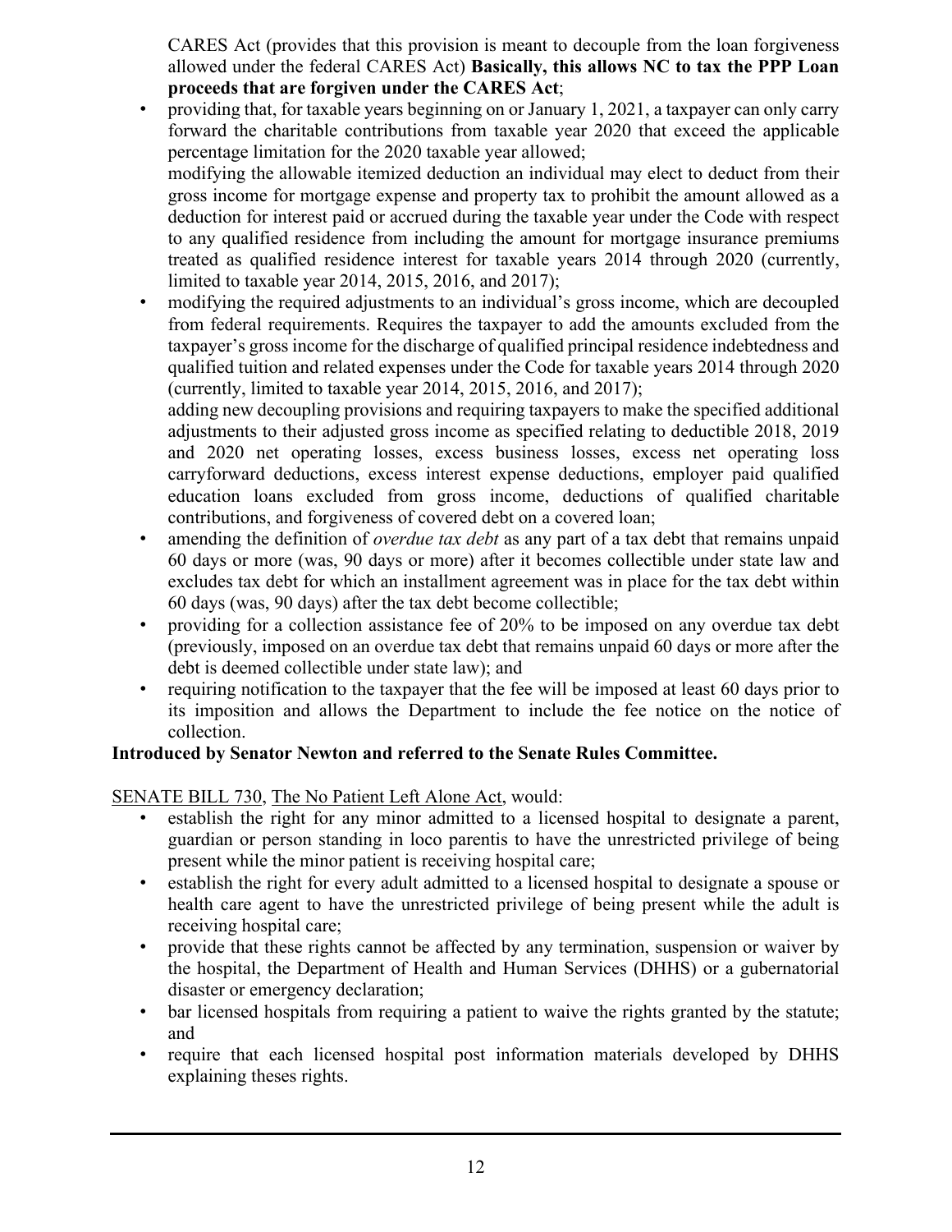CARES Act (provides that this provision is meant to decouple from the loan forgiveness allowed under the federal CARES Act) **Basically, this allows NC to tax the PPP Loan proceeds that are forgiven under the CARES Act**;

- providing that, for taxable years beginning on or January 1, 2021, a taxpayer can only carry forward the charitable contributions from taxable year 2020 that exceed the applicable percentage limitation for the 2020 taxable year allowed;

  modifying the allowable itemized deduction an individual may elect to deduct from their gross income for mortgage expense and property tax to prohibit the amount allowed as a deduction for interest paid or accrued during the taxable year under the Code with respect to any qualified residence from including the amount for mortgage insurance premiums treated as qualified residence interest for taxable years 2014 through 2020 (currently, limited to taxable year 2014, 2015, 2016, and 2017);
- modifying the required adjustments to an individual's gross income, which are decoupled from federal requirements. Requires the taxpayer to add the amounts excluded from the taxpayer's gross income for the discharge of qualified principal residence indebtedness and qualified tuition and related expenses under the Code for taxable years 2014 through 2020 (currently, limited to taxable year 2014, 2015, 2016, and 2017);

  adding new decoupling provisions and requiring taxpayers to make the specified additional adjustments to their adjusted gross income as specified relating to deductible 2018, 2019 and 2020 net operating losses, excess business losses, excess net operating loss carryforward deductions, excess interest expense deductions, employer paid qualified education loans excluded from gross income, deductions of qualified charitable contributions, and forgiveness of covered debt on a covered loan;
- amending the definition of *overdue tax debt* as any part of a tax debt that remains unpaid 60 days or more (was, 90 days or more) after it becomes collectible under state law and excludes tax debt for which an installment agreement was in place for the tax debt within 60 days (was, 90 days) after the tax debt become collectible;
- providing for a collection assistance fee of 20% to be imposed on any overdue tax debt (previously, imposed on an overdue tax debt that remains unpaid 60 days or more after the debt is deemed collectible under state law); and
- requiring notification to the taxpayer that the fee will be imposed at least 60 days prior to its imposition and allows the Department to include the fee notice on the notice of collection.

**Introduced by Senator Newton and referred to the Senate Rules Committee.**

SENATE BILL 730, The No Patient Left Alone Act, would:

- establish the right for any minor admitted to a licensed hospital to designate a parent, guardian or person standing in loco parentis to have the unrestricted privilege of being present while the minor patient is receiving hospital care;
- establish the right for every adult admitted to a licensed hospital to designate a spouse or health care agent to have the unrestricted privilege of being present while the adult is receiving hospital care;
- provide that these rights cannot be affected by any termination, suspension or waiver by the hospital, the Department of Health and Human Services (DHHS) or a gubernatorial disaster or emergency declaration;
- bar licensed hospitals from requiring a patient to waive the rights granted by the statute; and
- require that each licensed hospital post information materials developed by DHHS explaining theses rights.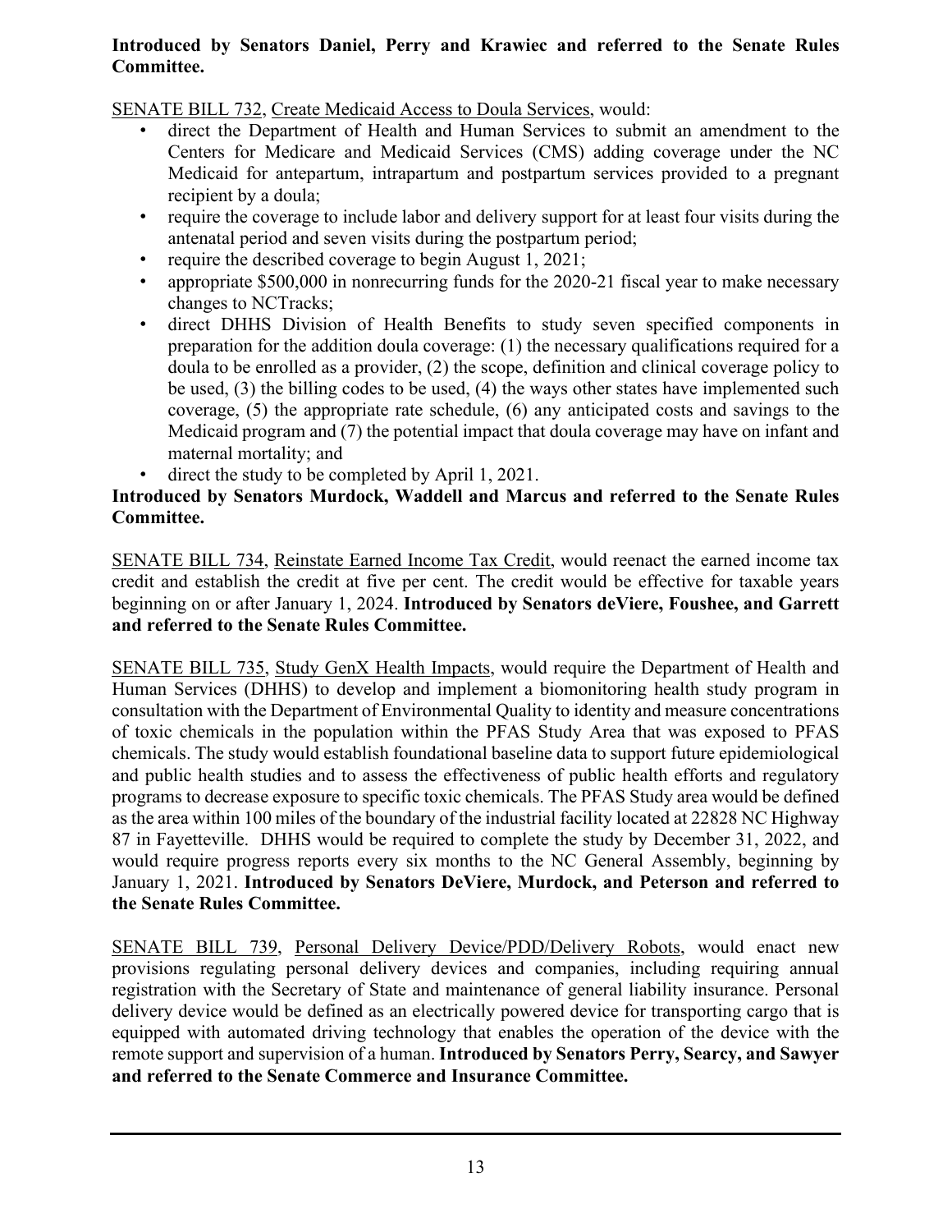**Introduced by Senators Daniel, Perry and Krawiec and referred to the Senate Rules Committee.**

SENATE BILL 732, Create Medicaid Access to Doula Services, would:

- direct the Department of Health and Human Services to submit an amendment to the Centers for Medicare and Medicaid Services (CMS) adding coverage under the NC Medicaid for antepartum, intrapartum and postpartum services provided to a pregnant recipient by a doula;
- require the coverage to include labor and delivery support for at least four visits during the antenatal period and seven visits during the postpartum period;
- require the described coverage to begin August 1, 2021;
- appropriate $500,000 in nonrecurring funds for the 2020-21 fiscal year to make necessary changes to NCTracks;
- direct DHHS Division of Health Benefits to study seven specified components in preparation for the addition doula coverage: (1) the necessary qualifications required for a doula to be enrolled as a provider, (2) the scope, definition and clinical coverage policy to be used, (3) the billing codes to be used, (4) the ways other states have implemented such coverage, (5) the appropriate rate schedule, (6) any anticipated costs and savings to the Medicaid program and (7) the potential impact that doula coverage may have on infant and maternal mortality; and
- direct the study to be completed by April 1, 2021.

**Introduced by Senators Murdock, Waddell and Marcus and referred to the Senate Rules Committee.**

SENATE BILL 734, Reinstate Earned Income Tax Credit, would reenact the earned income tax credit and establish the credit at five per cent. The credit would be effective for taxable years beginning on or after January 1, 2024. **Introduced by Senators deViere, Foushee, and Garrett and referred to the Senate Rules Committee.**

SENATE BILL 735, Study GenX Health Impacts, would require the Department of Health and Human Services (DHHS) to develop and implement a biomonitoring health study program in consultation with the Department of Environmental Quality to identity and measure concentrations of toxic chemicals in the population within the PFAS Study Area that was exposed to PFAS chemicals. The study would establish foundational baseline data to support future epidemiological and public health studies and to assess the effectiveness of public health efforts and regulatory programs to decrease exposure to specific toxic chemicals. The PFAS Study area would be defined as the area within 100 miles of the boundary of the industrial facility located at 22828 NC Highway 87 in Fayetteville. DHHS would be required to complete the study by December 31, 2022, and would require progress reports every six months to the NC General Assembly, beginning by January 1, 2021. **Introduced by Senators DeViere, Murdock, and Peterson and referred to the Senate Rules Committee.**

SENATE BILL 739, Personal Delivery Device/PDD/Delivery Robots, would enact new provisions regulating personal delivery devices and companies, including requiring annual registration with the Secretary of State and maintenance of general liability insurance. Personal delivery device would be defined as an electrically powered device for transporting cargo that is equipped with automated driving technology that enables the operation of the device with the remote support and supervision of a human. **Introduced by Senators Perry, Searcy, and Sawyer and referred to the Senate Commerce and Insurance Committee.**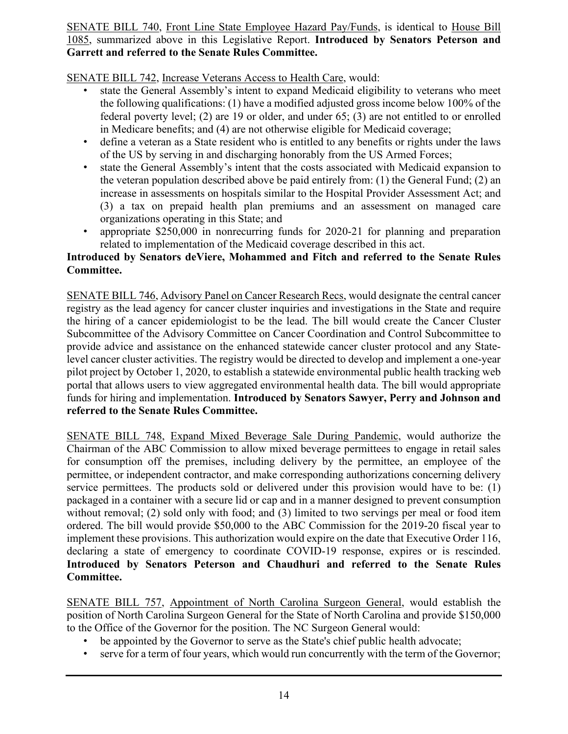SENATE BILL 740, Front Line State Employee Hazard Pay/Funds, is identical to House Bill 1085, summarized above in this Legislative Report. **Introduced by Senators Peterson and Garrett and referred to the Senate Rules Committee.**

SENATE BILL 742, Increase Veterans Access to Health Care, would:

- state the General Assembly's intent to expand Medicaid eligibility to veterans who meet the following qualifications: (1) have a modified adjusted gross income below 100% of the federal poverty level; (2) are 19 or older, and under 65; (3) are not entitled to or enrolled in Medicare benefits; and (4) are not otherwise eligible for Medicaid coverage;
- define a veteran as a State resident who is entitled to any benefits or rights under the laws of the US by serving in and discharging honorably from the US Armed Forces;
- state the General Assembly's intent that the costs associated with Medicaid expansion to the veteran population described above be paid entirely from: (1) the General Fund; (2) an increase in assessments on hospitals similar to the Hospital Provider Assessment Act; and (3) a tax on prepaid health plan premiums and an assessment on managed care organizations operating in this State; and
- appropriate $250,000 in nonrecurring funds for 2020-21 for planning and preparation related to implementation of the Medicaid coverage described in this act.

**Introduced by Senators deViere, Mohammed and Fitch and referred to the Senate Rules Committee.**

SENATE BILL 746, Advisory Panel on Cancer Research Recs, would designate the central cancer registry as the lead agency for cancer cluster inquiries and investigations in the State and require the hiring of a cancer epidemiologist to be the lead. The bill would create the Cancer Cluster Subcommittee of the Advisory Committee on Cancer Coordination and Control Subcommittee to provide advice and assistance on the enhanced statewide cancer cluster protocol and any State-level cancer cluster activities. The registry would be directed to develop and implement a one-year pilot project by October 1, 2020, to establish a statewide environmental public health tracking web portal that allows users to view aggregated environmental health data. The bill would appropriate funds for hiring and implementation. **Introduced by Senators Sawyer, Perry and Johnson and referred to the Senate Rules Committee.**

SENATE BILL 748, Expand Mixed Beverage Sale During Pandemic, would authorize the Chairman of the ABC Commission to allow mixed beverage permittees to engage in retail sales for consumption off the premises, including delivery by the permittee, an employee of the permittee, or independent contractor, and make corresponding authorizations concerning delivery service permittees. The products sold or delivered under this provision would have to be: (1) packaged in a container with a secure lid or cap and in a manner designed to prevent consumption without removal; (2) sold only with food; and (3) limited to two servings per meal or food item ordered. The bill would provide $50,000 to the ABC Commission for the 2019-20 fiscal year to implement these provisions. This authorization would expire on the date that Executive Order 116, declaring a state of emergency to coordinate COVID-19 response, expires or is rescinded. **Introduced by Senators Peterson and Chaudhuri and referred to the Senate Rules Committee.**

SENATE BILL 757, Appointment of North Carolina Surgeon General, would establish the position of North Carolina Surgeon General for the State of North Carolina and provide $150,000 to the Office of the Governor for the position. The NC Surgeon General would:

- be appointed by the Governor to serve as the State's chief public health advocate;
- serve for a term of four years, which would run concurrently with the term of the Governor;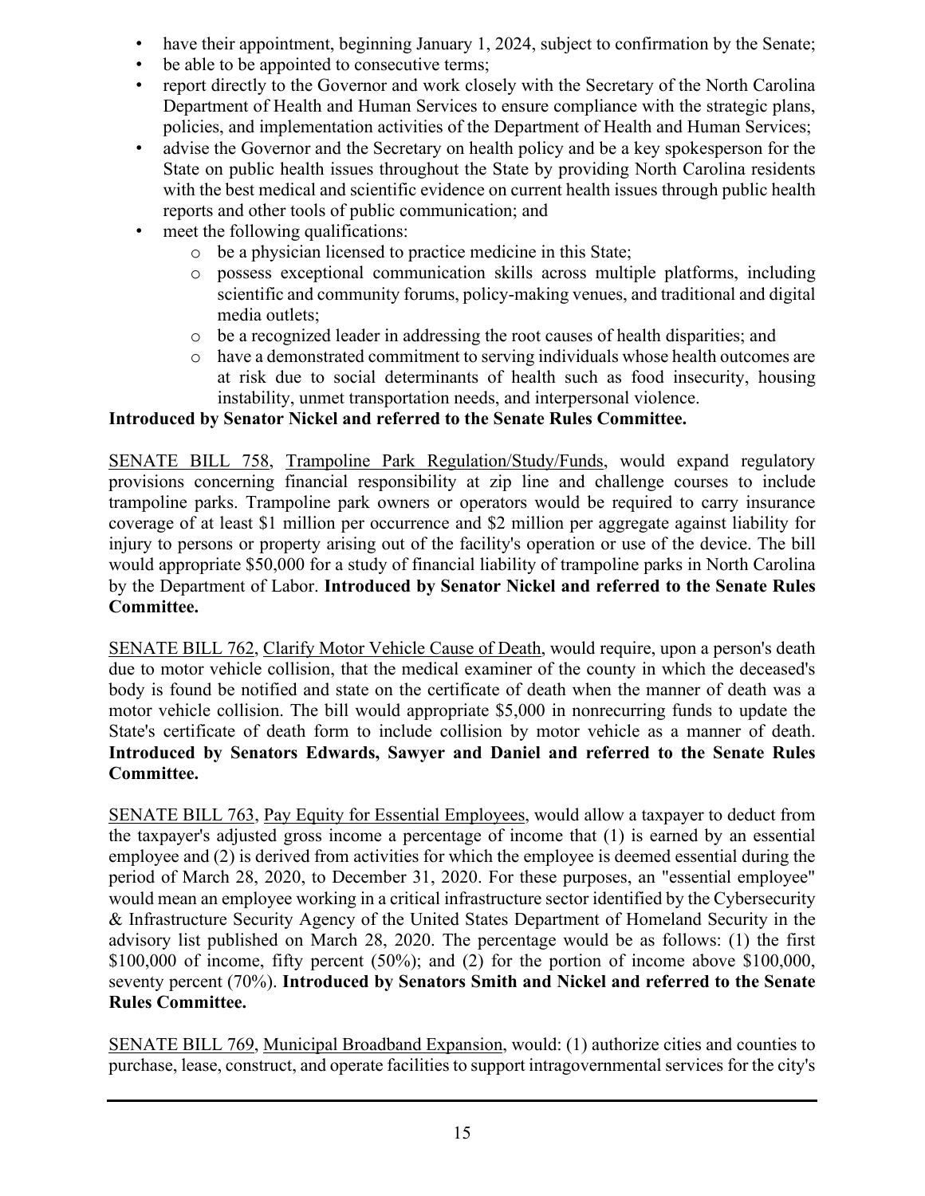- have their appointment, beginning January 1, 2024, subject to confirmation by the Senate;
- be able to be appointed to consecutive terms;
- report directly to the Governor and work closely with the Secretary of the North Carolina Department of Health and Human Services to ensure compliance with the strategic plans, policies, and implementation activities of the Department of Health and Human Services;
- advise the Governor and the Secretary on health policy and be a key spokesperson for the State on public health issues throughout the State by providing North Carolina residents with the best medical and scientific evidence on current health issues through public health reports and other tools of public communication; and
- meet the following qualifications:
  - be a physician licensed to practice medicine in this State;
  - possess exceptional communication skills across multiple platforms, including scientific and community forums, policy-making venues, and traditional and digital media outlets;
  - be a recognized leader in addressing the root causes of health disparities; and
  - have a demonstrated commitment to serving individuals whose health outcomes are at risk due to social determinants of health such as food insecurity, housing instability, unmet transportation needs, and interpersonal violence.

**Introduced by Senator Nickel and referred to the Senate Rules Committee.**

SENATE BILL 758, Trampoline Park Regulation/Study/Funds, would expand regulatory provisions concerning financial responsibility at zip line and challenge courses to include trampoline parks. Trampoline park owners or operators would be required to carry insurance coverage of at least $1 million per occurrence and $2 million per aggregate against liability for injury to persons or property arising out of the facility's operation or use of the device. The bill would appropriate $50,000 for a study of financial liability of trampoline parks in North Carolina by the Department of Labor. **Introduced by Senator Nickel and referred to the Senate Rules Committee.**

SENATE BILL 762, Clarify Motor Vehicle Cause of Death, would require, upon a person's death due to motor vehicle collision, that the medical examiner of the county in which the deceased's body is found be notified and state on the certificate of death when the manner of death was a motor vehicle collision. The bill would appropriate $5,000 in nonrecurring funds to update the State's certificate of death form to include collision by motor vehicle as a manner of death. **Introduced by Senators Edwards, Sawyer and Daniel and referred to the Senate Rules Committee.**

SENATE BILL 763, Pay Equity for Essential Employees, would allow a taxpayer to deduct from the taxpayer's adjusted gross income a percentage of income that (1) is earned by an essential employee and (2) is derived from activities for which the employee is deemed essential during the period of March 28, 2020, to December 31, 2020. For these purposes, an "essential employee" would mean an employee working in a critical infrastructure sector identified by the Cybersecurity & Infrastructure Security Agency of the United States Department of Homeland Security in the advisory list published on March 28, 2020. The percentage would be as follows: (1) the first $100,000 of income, fifty percent (50%); and (2) for the portion of income above $100,000, seventy percent (70%). **Introduced by Senators Smith and Nickel and referred to the Senate Rules Committee.**

SENATE BILL 769, Municipal Broadband Expansion, would: (1) authorize cities and counties to purchase, lease, construct, and operate facilities to support intragovernmental services for the city's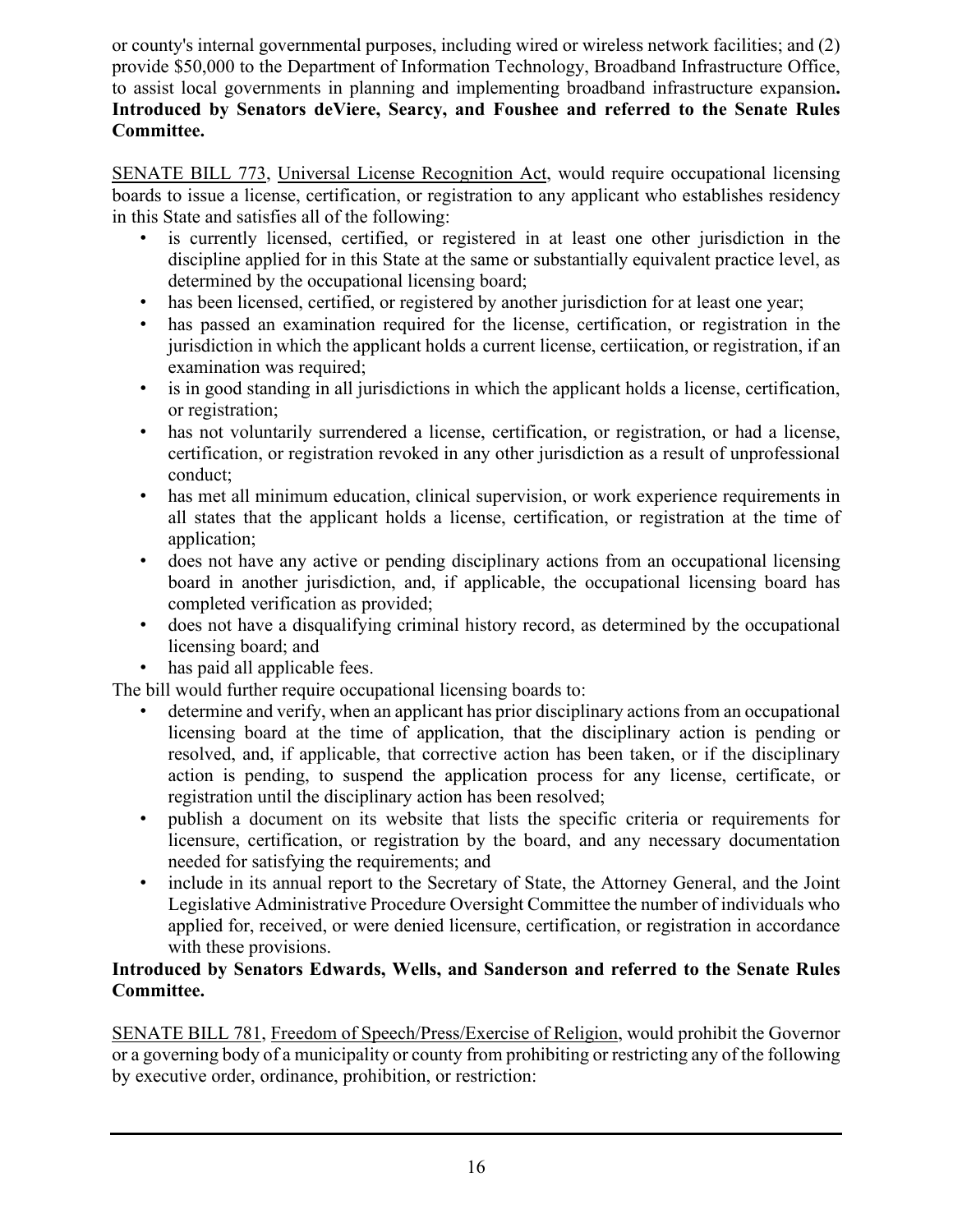or county's internal governmental purposes, including wired or wireless network facilities; and (2) provide $50,000 to the Department of Information Technology, Broadband Infrastructure Office, to assist local governments in planning and implementing broadband infrastructure expansion**. Introduced by Senators deViere, Searcy, and Foushee and referred to the Senate Rules Committee.**

<u>SENATE BILL 773</u>, <u>Universal License Recognition Act</u>, would require occupational licensing boards to issue a license, certification, or registration to any applicant who establishes residency in this State and satisfies all of the following:

- is currently licensed, certified, or registered in at least one other jurisdiction in the discipline applied for in this State at the same or substantially equivalent practice level, as determined by the occupational licensing board;
- has been licensed, certified, or registered by another jurisdiction for at least one year;
- has passed an examination required for the license, certification, or registration in the jurisdiction in which the applicant holds a current license, certiication, or registration, if an examination was required;
- is in good standing in all jurisdictions in which the applicant holds a license, certification, or registration;
- has not voluntarily surrendered a license, certification, or registration, or had a license, certification, or registration revoked in any other jurisdiction as a result of unprofessional conduct;
- has met all minimum education, clinical supervision, or work experience requirements in all states that the applicant holds a license, certification, or registration at the time of application;
- does not have any active or pending disciplinary actions from an occupational licensing board in another jurisdiction, and, if applicable, the occupational licensing board has completed verification as provided;
- does not have a disqualifying criminal history record, as determined by the occupational licensing board; and
- has paid all applicable fees.

The bill would further require occupational licensing boards to:

- determine and verify, when an applicant has prior disciplinary actions from an occupational licensing board at the time of application, that the disciplinary action is pending or resolved, and, if applicable, that corrective action has been taken, or if the disciplinary action is pending, to suspend the application process for any license, certificate, or registration until the disciplinary action has been resolved;
- publish a document on its website that lists the specific criteria or requirements for licensure, certification, or registration by the board, and any necessary documentation needed for satisfying the requirements; and
- include in its annual report to the Secretary of State, the Attorney General, and the Joint Legislative Administrative Procedure Oversight Committee the number of individuals who applied for, received, or were denied licensure, certification, or registration in accordance with these provisions.

**Introduced by Senators Edwards, Wells, and Sanderson and referred to the Senate Rules Committee.**

<u>SENATE BILL 781</u>, <u>Freedom of Speech/Press/Exercise of Religion</u>, would prohibit the Governor or a governing body of a municipality or county from prohibiting or restricting any of the following by executive order, ordinance, prohibition, or restriction: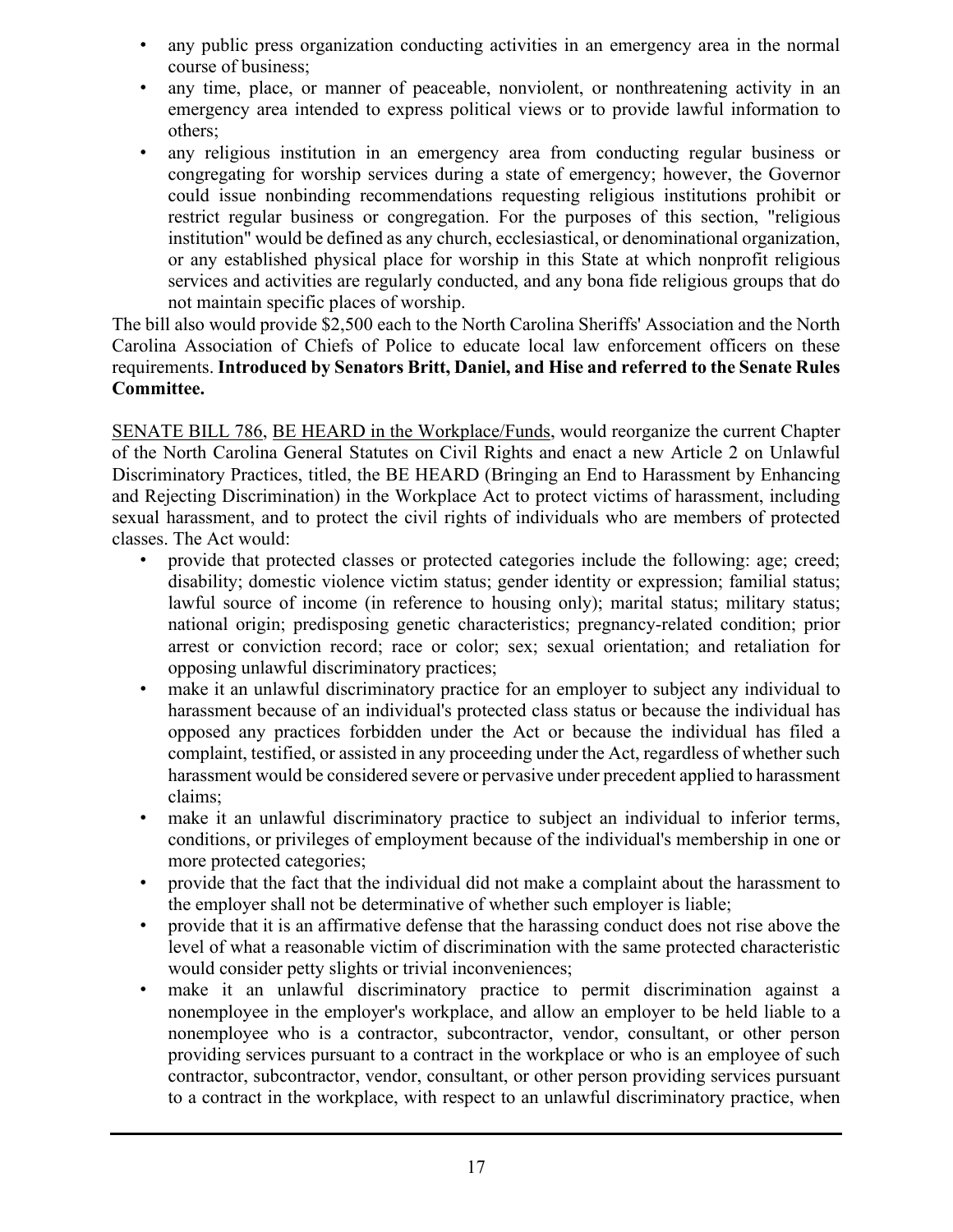- any public press organization conducting activities in an emergency area in the normal course of business;
- any time, place, or manner of peaceable, nonviolent, or nonthreatening activity in an emergency area intended to express political views or to provide lawful information to others;
- any religious institution in an emergency area from conducting regular business or congregating for worship services during a state of emergency; however, the Governor could issue nonbinding recommendations requesting religious institutions prohibit or restrict regular business or congregation. For the purposes of this section, "religious institution" would be defined as any church, ecclesiastical, or denominational organization, or any established physical place for worship in this State at which nonprofit religious services and activities are regularly conducted, and any bona fide religious groups that do not maintain specific places of worship.

The bill also would provide $2,500 each to the North Carolina Sheriffs' Association and the North Carolina Association of Chiefs of Police to educate local law enforcement officers on these requirements. **Introduced by Senators Britt, Daniel, and Hise and referred to the Senate Rules Committee.**

SENATE BILL 786, BE HEARD in the Workplace/Funds, would reorganize the current Chapter of the North Carolina General Statutes on Civil Rights and enact a new Article 2 on Unlawful Discriminatory Practices, titled, the BE HEARD (Bringing an End to Harassment by Enhancing and Rejecting Discrimination) in the Workplace Act to protect victims of harassment, including sexual harassment, and to protect the civil rights of individuals who are members of protected classes. The Act would:

- provide that protected classes or protected categories include the following: age; creed; disability; domestic violence victim status; gender identity or expression; familial status; lawful source of income (in reference to housing only); marital status; military status; national origin; predisposing genetic characteristics; pregnancy-related condition; prior arrest or conviction record; race or color; sex; sexual orientation; and retaliation for opposing unlawful discriminatory practices;
- make it an unlawful discriminatory practice for an employer to subject any individual to harassment because of an individual's protected class status or because the individual has opposed any practices forbidden under the Act or because the individual has filed a complaint, testified, or assisted in any proceeding under the Act, regardless of whether such harassment would be considered severe or pervasive under precedent applied to harassment claims;
- make it an unlawful discriminatory practice to subject an individual to inferior terms, conditions, or privileges of employment because of the individual's membership in one or more protected categories;
- provide that the fact that the individual did not make a complaint about the harassment to the employer shall not be determinative of whether such employer is liable;
- provide that it is an affirmative defense that the harassing conduct does not rise above the level of what a reasonable victim of discrimination with the same protected characteristic would consider petty slights or trivial inconveniences;
- make it an unlawful discriminatory practice to permit discrimination against a nonemployee in the employer's workplace, and allow an employer to be held liable to a nonemployee who is a contractor, subcontractor, vendor, consultant, or other person providing services pursuant to a contract in the workplace or who is an employee of such contractor, subcontractor, vendor, consultant, or other person providing services pursuant to a contract in the workplace, with respect to an unlawful discriminatory practice, when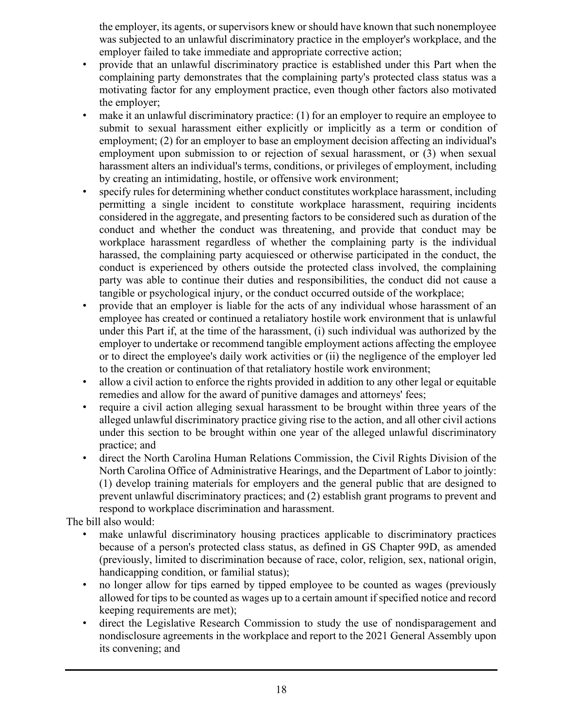the employer, its agents, or supervisors knew or should have known that such nonemployee was subjected to an unlawful discriminatory practice in the employer's workplace, and the employer failed to take immediate and appropriate corrective action;

- provide that an unlawful discriminatory practice is established under this Part when the complaining party demonstrates that the complaining party's protected class status was a motivating factor for any employment practice, even though other factors also motivated the employer;
- make it an unlawful discriminatory practice: (1) for an employer to require an employee to submit to sexual harassment either explicitly or implicitly as a term or condition of employment; (2) for an employer to base an employment decision affecting an individual's employment upon submission to or rejection of sexual harassment, or (3) when sexual harassment alters an individual's terms, conditions, or privileges of employment, including by creating an intimidating, hostile, or offensive work environment;
- specify rules for determining whether conduct constitutes workplace harassment, including permitting a single incident to constitute workplace harassment, requiring incidents considered in the aggregate, and presenting factors to be considered such as duration of the conduct and whether the conduct was threatening, and provide that conduct may be workplace harassment regardless of whether the complaining party is the individual harassed, the complaining party acquiesced or otherwise participated in the conduct, the conduct is experienced by others outside the protected class involved, the complaining party was able to continue their duties and responsibilities, the conduct did not cause a tangible or psychological injury, or the conduct occurred outside of the workplace;
- provide that an employer is liable for the acts of any individual whose harassment of an employee has created or continued a retaliatory hostile work environment that is unlawful under this Part if, at the time of the harassment, (i) such individual was authorized by the employer to undertake or recommend tangible employment actions affecting the employee or to direct the employee's daily work activities or (ii) the negligence of the employer led to the creation or continuation of that retaliatory hostile work environment;
- allow a civil action to enforce the rights provided in addition to any other legal or equitable remedies and allow for the award of punitive damages and attorneys' fees;
- require a civil action alleging sexual harassment to be brought within three years of the alleged unlawful discriminatory practice giving rise to the action, and all other civil actions under this section to be brought within one year of the alleged unlawful discriminatory practice; and
- direct the North Carolina Human Relations Commission, the Civil Rights Division of the North Carolina Office of Administrative Hearings, and the Department of Labor to jointly: (1) develop training materials for employers and the general public that are designed to prevent unlawful discriminatory practices; and (2) establish grant programs to prevent and respond to workplace discrimination and harassment.

The bill also would:

- make unlawful discriminatory housing practices applicable to discriminatory practices because of a person's protected class status, as defined in GS Chapter 99D, as amended (previously, limited to discrimination because of race, color, religion, sex, national origin, handicapping condition, or familial status);
- no longer allow for tips earned by tipped employee to be counted as wages (previously allowed for tips to be counted as wages up to a certain amount if specified notice and record keeping requirements are met);
- direct the Legislative Research Commission to study the use of nondisparagement and nondisclosure agreements in the workplace and report to the 2021 General Assembly upon its convening; and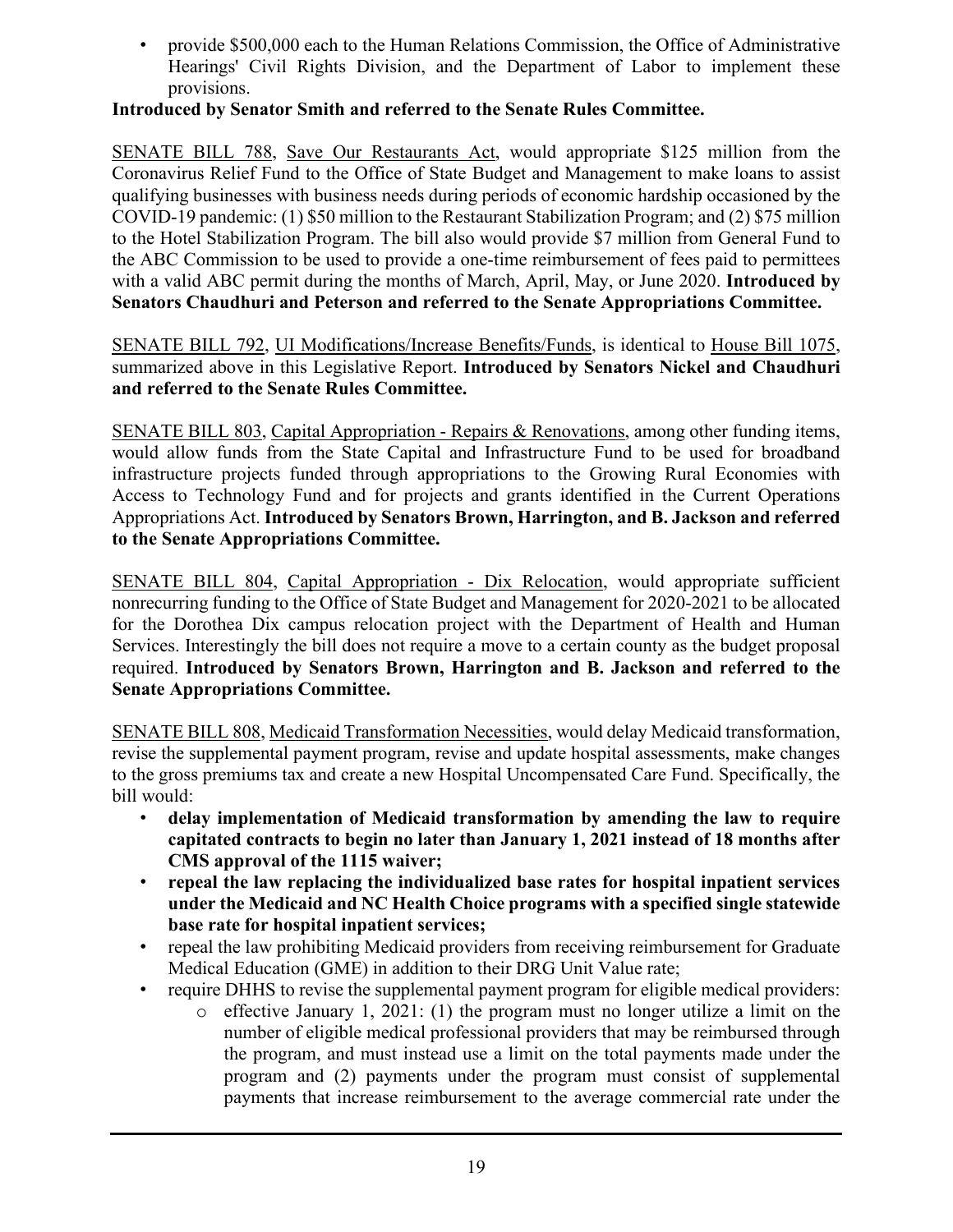- provide $500,000 each to the Human Relations Commission, the Office of Administrative Hearings' Civil Rights Division, and the Department of Labor to implement these provisions.

**Introduced by Senator Smith and referred to the Senate Rules Committee.**

SENATE BILL 788, Save Our Restaurants Act, would appropriate $125 million from the Coronavirus Relief Fund to the Office of State Budget and Management to make loans to assist qualifying businesses with business needs during periods of economic hardship occasioned by the COVID-19 pandemic: (1) $50 million to the Restaurant Stabilization Program; and (2) $75 million to the Hotel Stabilization Program. The bill also would provide $7 million from General Fund to the ABC Commission to be used to provide a one-time reimbursement of fees paid to permittees with a valid ABC permit during the months of March, April, May, or June 2020. **Introduced by Senators Chaudhuri and Peterson and referred to the Senate Appropriations Committee.**

SENATE BILL 792, UI Modifications/Increase Benefits/Funds, is identical to House Bill 1075, summarized above in this Legislative Report. **Introduced by Senators Nickel and Chaudhuri and referred to the Senate Rules Committee.**

SENATE BILL 803, Capital Appropriation - Repairs & Renovations, among other funding items, would allow funds from the State Capital and Infrastructure Fund to be used for broadband infrastructure projects funded through appropriations to the Growing Rural Economies with Access to Technology Fund and for projects and grants identified in the Current Operations Appropriations Act. **Introduced by Senators Brown, Harrington, and B. Jackson and referred to the Senate Appropriations Committee.**

SENATE BILL 804, Capital Appropriation - Dix Relocation, would appropriate sufficient nonrecurring funding to the Office of State Budget and Management for 2020-2021 to be allocated for the Dorothea Dix campus relocation project with the Department of Health and Human Services. Interestingly the bill does not require a move to a certain county as the budget proposal required. **Introduced by Senators Brown, Harrington and B. Jackson and referred to the Senate Appropriations Committee.**

SENATE BILL 808, Medicaid Transformation Necessities, would delay Medicaid transformation, revise the supplemental payment program, revise and update hospital assessments, make changes to the gross premiums tax and create a new Hospital Uncompensated Care Fund. Specifically, the bill would:

- **delay implementation of Medicaid transformation by amending the law to require capitated contracts to begin no later than January 1, 2021 instead of 18 months after CMS approval of the 1115 waiver;**
- **repeal the law replacing the individualized base rates for hospital inpatient services under the Medicaid and NC Health Choice programs with a specified single statewide base rate for hospital inpatient services;**
- repeal the law prohibiting Medicaid providers from receiving reimbursement for Graduate Medical Education (GME) in addition to their DRG Unit Value rate;
- require DHHS to revise the supplemental payment program for eligible medical providers:
  - effective January 1, 2021: (1) the program must no longer utilize a limit on the number of eligible medical professional providers that may be reimbursed through the program, and must instead use a limit on the total payments made under the program and (2) payments under the program must consist of supplemental payments that increase reimbursement to the average commercial rate under the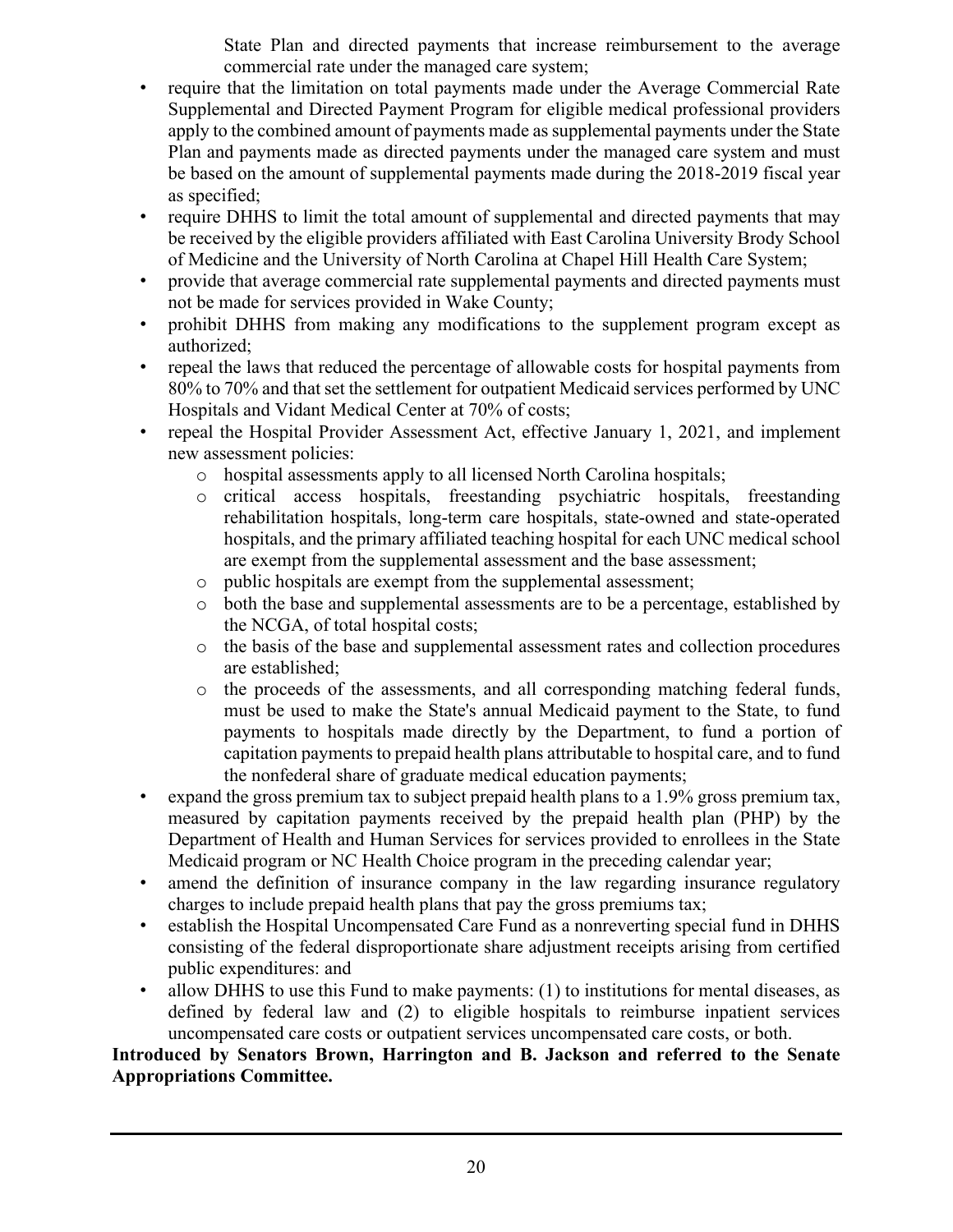State Plan and directed payments that increase reimbursement to the average commercial rate under the managed care system;

- require that the limitation on total payments made under the Average Commercial Rate Supplemental and Directed Payment Program for eligible medical professional providers apply to the combined amount of payments made as supplemental payments under the State Plan and payments made as directed payments under the managed care system and must be based on the amount of supplemental payments made during the 2018-2019 fiscal year as specified;
- require DHHS to limit the total amount of supplemental and directed payments that may be received by the eligible providers affiliated with East Carolina University Brody School of Medicine and the University of North Carolina at Chapel Hill Health Care System;
- provide that average commercial rate supplemental payments and directed payments must not be made for services provided in Wake County;
- prohibit DHHS from making any modifications to the supplement program except as authorized;
- repeal the laws that reduced the percentage of allowable costs for hospital payments from 80% to 70% and that set the settlement for outpatient Medicaid services performed by UNC Hospitals and Vidant Medical Center at 70% of costs;
- repeal the Hospital Provider Assessment Act, effective January 1, 2021, and implement new assessment policies:
  - hospital assessments apply to all licensed North Carolina hospitals;
  - critical access hospitals, freestanding psychiatric hospitals, freestanding rehabilitation hospitals, long-term care hospitals, state-owned and state-operated hospitals, and the primary affiliated teaching hospital for each UNC medical school are exempt from the supplemental assessment and the base assessment;
  - public hospitals are exempt from the supplemental assessment;
  - both the base and supplemental assessments are to be a percentage, established by the NCGA, of total hospital costs;
  - the basis of the base and supplemental assessment rates and collection procedures are established;
  - the proceeds of the assessments, and all corresponding matching federal funds, must be used to make the State's annual Medicaid payment to the State, to fund payments to hospitals made directly by the Department, to fund a portion of capitation payments to prepaid health plans attributable to hospital care, and to fund the nonfederal share of graduate medical education payments;
- expand the gross premium tax to subject prepaid health plans to a 1.9% gross premium tax, measured by capitation payments received by the prepaid health plan (PHP) by the Department of Health and Human Services for services provided to enrollees in the State Medicaid program or NC Health Choice program in the preceding calendar year;
- amend the definition of insurance company in the law regarding insurance regulatory charges to include prepaid health plans that pay the gross premiums tax;
- establish the Hospital Uncompensated Care Fund as a nonreverting special fund in DHHS consisting of the federal disproportionate share adjustment receipts arising from certified public expenditures: and
- allow DHHS to use this Fund to make payments: (1) to institutions for mental diseases, as defined by federal law and (2) to eligible hospitals to reimburse inpatient services uncompensated care costs or outpatient services uncompensated care costs, or both.

**Introduced by Senators Brown, Harrington and B. Jackson and referred to the Senate Appropriations Committee.**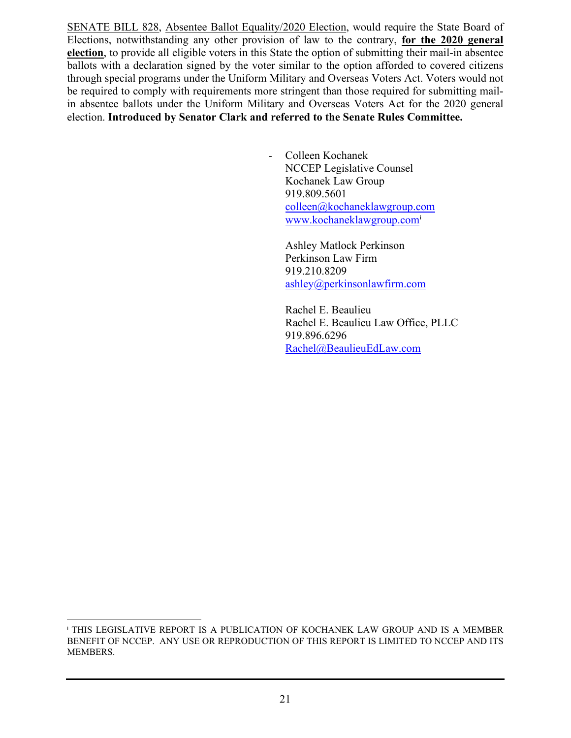SENATE BILL 828, Absentee Ballot Equality/2020 Election, would require the State Board of Elections, notwithstanding any other provision of law to the contrary, **for the 2020 general election**, to provide all eligible voters in this State the option of submitting their mail-in absentee ballots with a declaration signed by the voter similar to the option afforded to covered citizens through special programs under the Uniform Military and Overseas Voters Act. Voters would not be required to comply with requirements more stringent than those required for submitting mail-in absentee ballots under the Uniform Military and Overseas Voters Act for the 2020 general election. **Introduced by Senator Clark and referred to the Senate Rules Committee.**

\- Colleen Kochanek
NCCEP Legislative Counsel
Kochanek Law Group
919.809.5601
colleen@kochaneklawgroup.com
www.kochaneklawgroup.com[i]

Ashley Matlock Perkinson
Perkinson Law Firm
919.210.8209
ashley@perkinsonlawfirm.com

Rachel E. Beaulieu
Rachel E. Beaulieu Law Office, PLLC
919.896.6296
Rachel@BeaulieuEdLaw.com

---

[i] THIS LEGISLATIVE REPORT IS A PUBLICATION OF KOCHANEK LAW GROUP AND IS A MEMBER BENEFIT OF NCCEP. ANY USE OR REPRODUCTION OF THIS REPORT IS LIMITED TO NCCEP AND ITS MEMBERS.